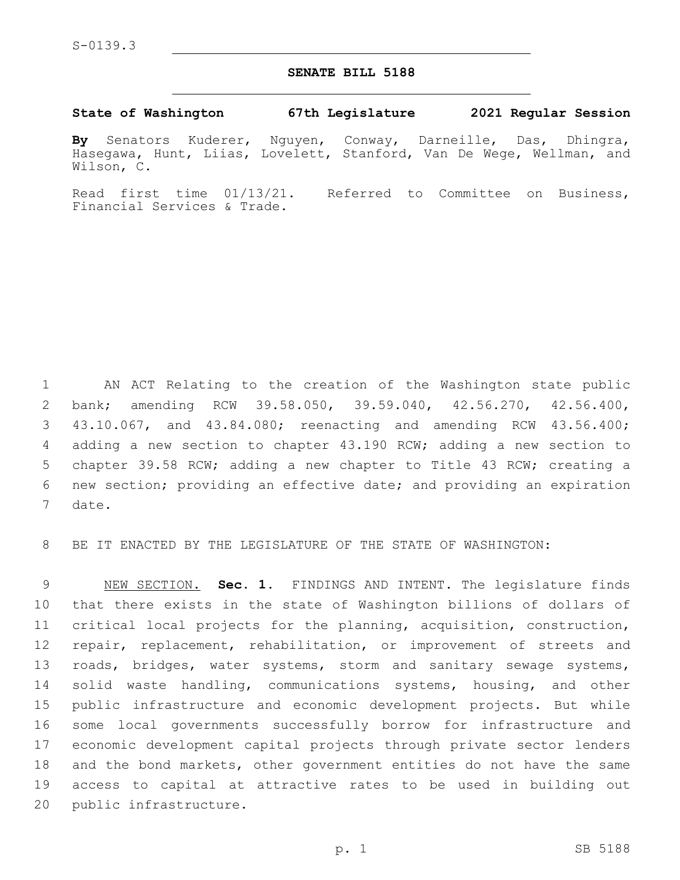S-0139.3

# SENATE BILL 5188

**State of Washington 67th Legislature 2021 Regular Session**

**By** Senators Kuderer, Nguyen, Conway, Darneille, Das, Dhingra, Hasegawa, Hunt, Liias, Lovelett, Stanford, Van De Wege, Wellman, and Wilson, C.

Read first time 01/13/21. Referred to Committee on Business, Financial Services & Trade.

AN ACT Relating to the creation of the Washington state public bank; amending RCW 39.58.050, 39.59.040, 42.56.270, 42.56.400, 43.10.067, and 43.84.080; reenacting and amending RCW 43.56.400; adding a new section to chapter 43.190 RCW; adding a new section to chapter 39.58 RCW; adding a new chapter to Title 43 RCW; creating a new section; providing an effective date; and providing an expiration date.

BE IT ENACTED BY THE LEGISLATURE OF THE STATE OF WASHINGTON:

NEW SECTION. **Sec. 1.** FINDINGS AND INTENT. The legislature finds that there exists in the state of Washington billions of dollars of critical local projects for the planning, acquisition, construction, repair, replacement, rehabilitation, or improvement of streets and roads, bridges, water systems, storm and sanitary sewage systems, solid waste handling, communications systems, housing, and other public infrastructure and economic development projects. But while some local governments successfully borrow for infrastructure and economic development capital projects through private sector lenders and the bond markets, other government entities do not have the same access to capital at attractive rates to be used in building out public infrastructure.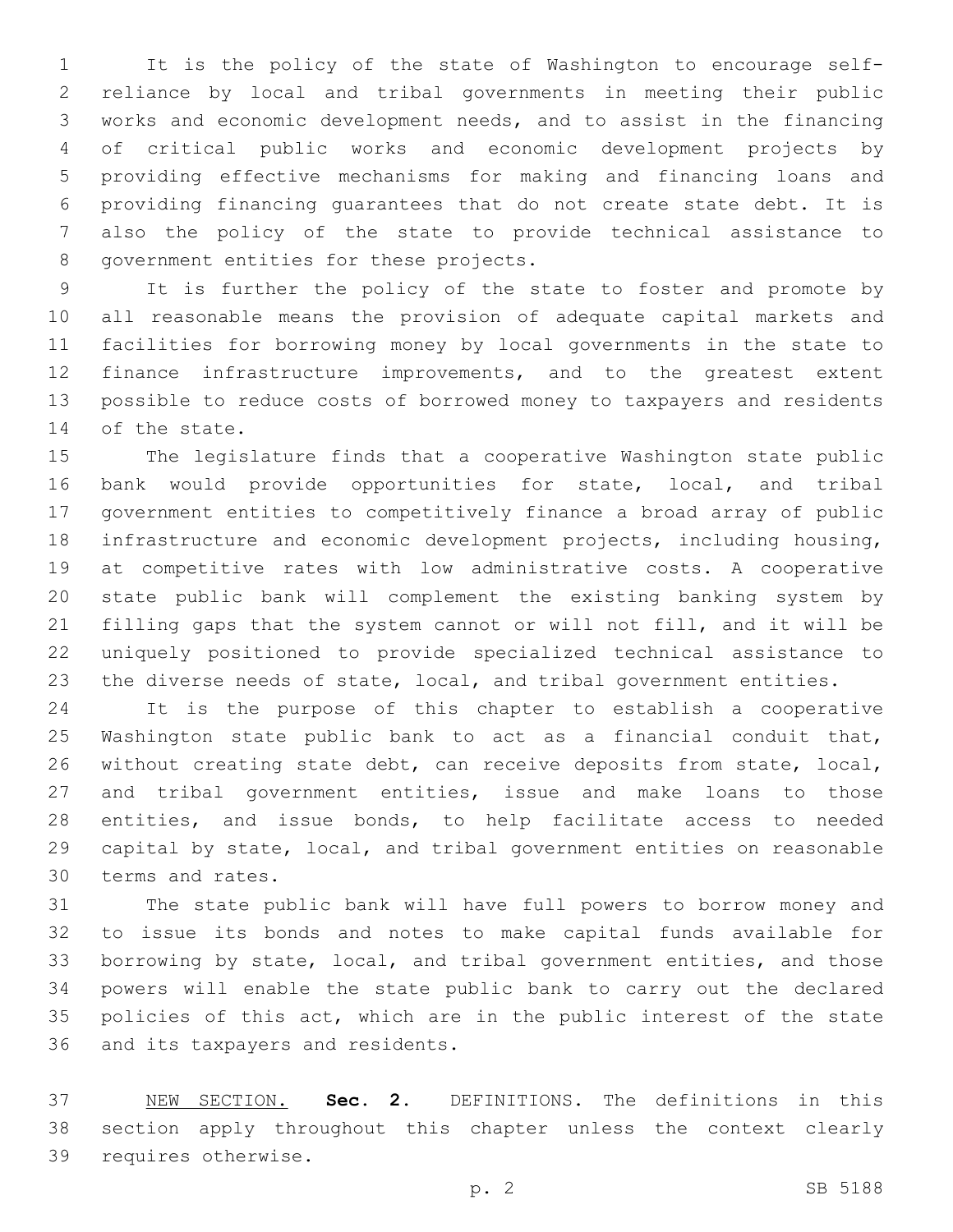It is the policy of the state of Washington to encourage self-reliance by local and tribal governments in meeting their public works and economic development needs, and to assist in the financing of critical public works and economic development projects by providing effective mechanisms for making and financing loans and providing financing guarantees that do not create state debt. It is also the policy of the state to provide technical assistance to government entities for these projects.

It is further the policy of the state to foster and promote by all reasonable means the provision of adequate capital markets and facilities for borrowing money by local governments in the state to finance infrastructure improvements, and to the greatest extent possible to reduce costs of borrowed money to taxpayers and residents of the state.

The legislature finds that a cooperative Washington state public bank would provide opportunities for state, local, and tribal government entities to competitively finance a broad array of public infrastructure and economic development projects, including housing, at competitive rates with low administrative costs. A cooperative state public bank will complement the existing banking system by filling gaps that the system cannot or will not fill, and it will be uniquely positioned to provide specialized technical assistance to the diverse needs of state, local, and tribal government entities.

It is the purpose of this chapter to establish a cooperative Washington state public bank to act as a financial conduit that, without creating state debt, can receive deposits from state, local, and tribal government entities, issue and make loans to those entities, and issue bonds, to help facilitate access to needed capital by state, local, and tribal government entities on reasonable terms and rates.

The state public bank will have full powers to borrow money and to issue its bonds and notes to make capital funds available for borrowing by state, local, and tribal government entities, and those powers will enable the state public bank to carry out the declared policies of this act, which are in the public interest of the state and its taxpayers and residents.

NEW SECTION. **Sec. 2.** DEFINITIONS. The definitions in this section apply throughout this chapter unless the context clearly requires otherwise.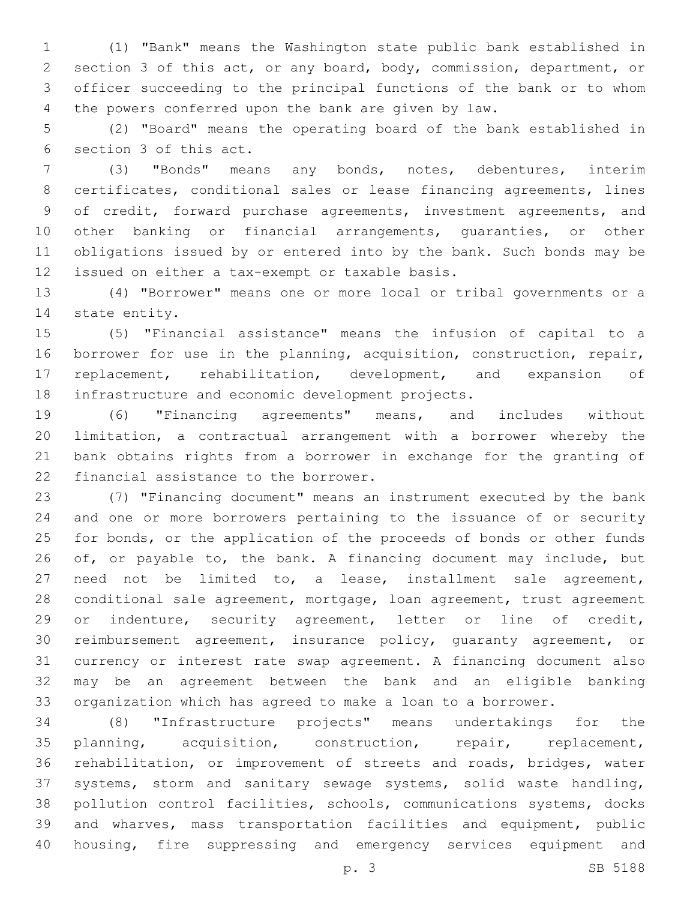(1) "Bank" means the Washington state public bank established in section 3 of this act, or any board, body, commission, department, or officer succeeding to the principal functions of the bank or to whom the powers conferred upon the bank are given by law.

(2) "Board" means the operating board of the bank established in section 3 of this act.

(3) "Bonds" means any bonds, notes, debentures, interim certificates, conditional sales or lease financing agreements, lines of credit, forward purchase agreements, investment agreements, and other banking or financial arrangements, guaranties, or other obligations issued by or entered into by the bank. Such bonds may be issued on either a tax-exempt or taxable basis.

(4) "Borrower" means one or more local or tribal governments or a state entity.

(5) "Financial assistance" means the infusion of capital to a borrower for use in the planning, acquisition, construction, repair, replacement, rehabilitation, development, and expansion of infrastructure and economic development projects.

(6) "Financing agreements" means, and includes without limitation, a contractual arrangement with a borrower whereby the bank obtains rights from a borrower in exchange for the granting of financial assistance to the borrower.

(7) "Financing document" means an instrument executed by the bank and one or more borrowers pertaining to the issuance of or security for bonds, or the application of the proceeds of bonds or other funds of, or payable to, the bank. A financing document may include, but need not be limited to, a lease, installment sale agreement, conditional sale agreement, mortgage, loan agreement, trust agreement or indenture, security agreement, letter or line of credit, reimbursement agreement, insurance policy, guaranty agreement, or currency or interest rate swap agreement. A financing document also may be an agreement between the bank and an eligible banking organization which has agreed to make a loan to a borrower.

(8) "Infrastructure projects" means undertakings for the planning, acquisition, construction, repair, replacement, rehabilitation, or improvement of streets and roads, bridges, water systems, storm and sanitary sewage systems, solid waste handling, pollution control facilities, schools, communications systems, docks and wharves, mass transportation facilities and equipment, public housing, fire suppressing and emergency services equipment and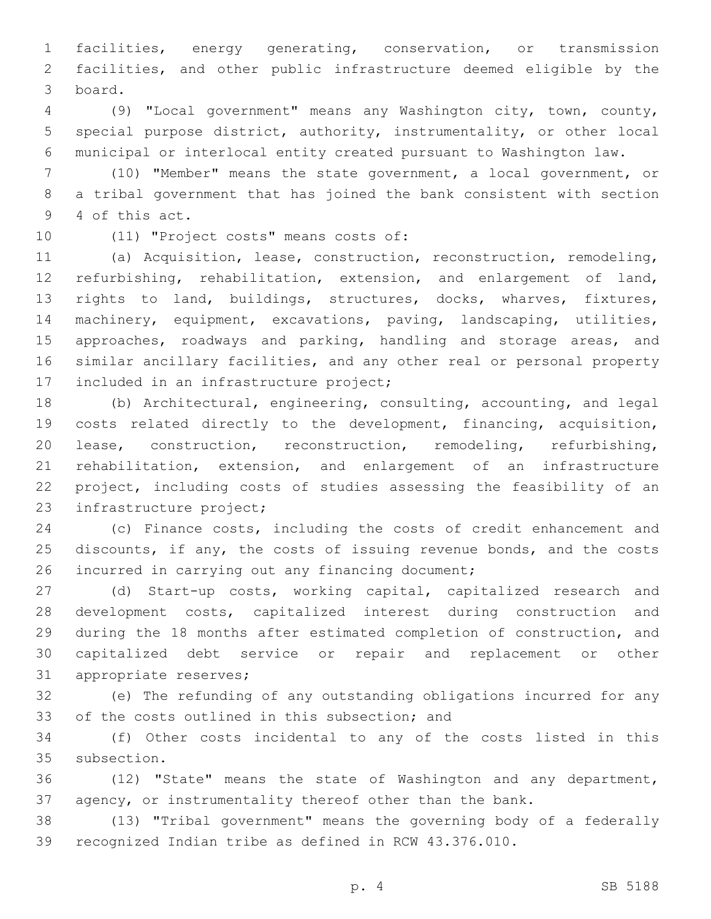facilities, energy generating, conservation, or transmission facilities, and other public infrastructure deemed eligible by the board.

(9) "Local government" means any Washington city, town, county, special purpose district, authority, instrumentality, or other local municipal or interlocal entity created pursuant to Washington law.

(10) "Member" means the state government, a local government, or a tribal government that has joined the bank consistent with section 4 of this act.

(11) "Project costs" means costs of:

(a) Acquisition, lease, construction, reconstruction, remodeling, refurbishing, rehabilitation, extension, and enlargement of land, rights to land, buildings, structures, docks, wharves, fixtures, machinery, equipment, excavations, paving, landscaping, utilities, approaches, roadways and parking, handling and storage areas, and similar ancillary facilities, and any other real or personal property included in an infrastructure project;

(b) Architectural, engineering, consulting, accounting, and legal costs related directly to the development, financing, acquisition, lease, construction, reconstruction, remodeling, refurbishing, rehabilitation, extension, and enlargement of an infrastructure project, including costs of studies assessing the feasibility of an infrastructure project;

(c) Finance costs, including the costs of credit enhancement and discounts, if any, the costs of issuing revenue bonds, and the costs incurred in carrying out any financing document;

(d) Start-up costs, working capital, capitalized research and development costs, capitalized interest during construction and during the 18 months after estimated completion of construction, and capitalized debt service or repair and replacement or other appropriate reserves;

(e) The refunding of any outstanding obligations incurred for any of the costs outlined in this subsection; and

(f) Other costs incidental to any of the costs listed in this subsection.

(12) "State" means the state of Washington and any department, agency, or instrumentality thereof other than the bank.

(13) "Tribal government" means the governing body of a federally recognized Indian tribe as defined in RCW 43.376.010.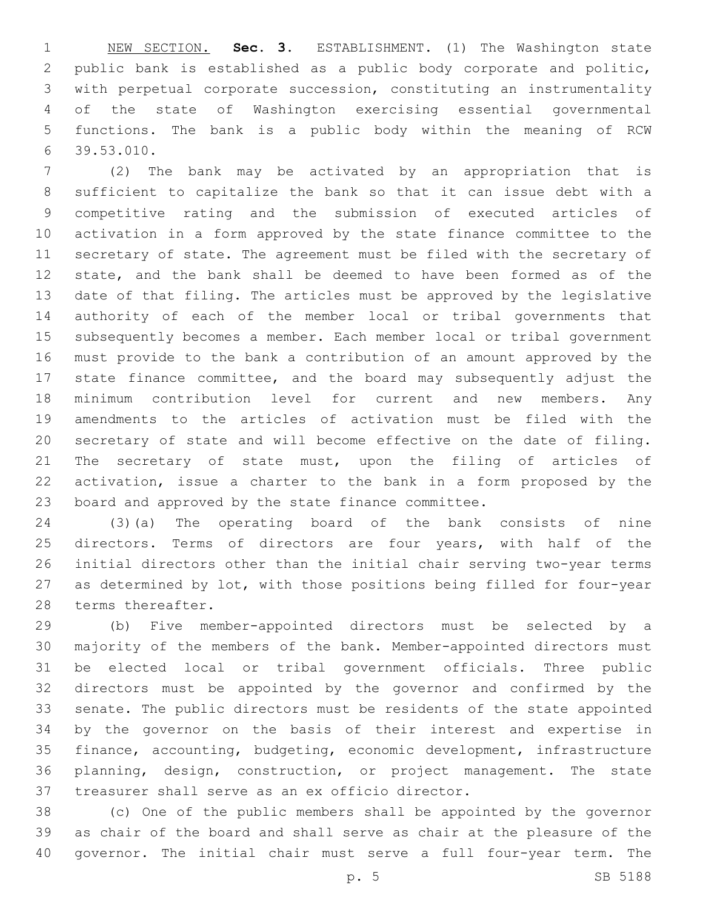NEW SECTION. **Sec. 3.** ESTABLISHMENT. (1) The Washington state public bank is established as a public body corporate and politic, with perpetual corporate succession, constituting an instrumentality of the state of Washington exercising essential governmental functions. The bank is a public body within the meaning of RCW 39.53.010.

(2) The bank may be activated by an appropriation that is sufficient to capitalize the bank so that it can issue debt with a competitive rating and the submission of executed articles of activation in a form approved by the state finance committee to the secretary of state. The agreement must be filed with the secretary of state, and the bank shall be deemed to have been formed as of the date of that filing. The articles must be approved by the legislative authority of each of the member local or tribal governments that subsequently becomes a member. Each member local or tribal government must provide to the bank a contribution of an amount approved by the state finance committee, and the board may subsequently adjust the minimum contribution level for current and new members. Any amendments to the articles of activation must be filed with the secretary of state and will become effective on the date of filing. The secretary of state must, upon the filing of articles of activation, issue a charter to the bank in a form proposed by the board and approved by the state finance committee.

(3)(a) The operating board of the bank consists of nine directors. Terms of directors are four years, with half of the initial directors other than the initial chair serving two-year terms as determined by lot, with those positions being filled for four-year terms thereafter.

(b) Five member-appointed directors must be selected by a majority of the members of the bank. Member-appointed directors must be elected local or tribal government officials. Three public directors must be appointed by the governor and confirmed by the senate. The public directors must be residents of the state appointed by the governor on the basis of their interest and expertise in finance, accounting, budgeting, economic development, infrastructure planning, design, construction, or project management. The state treasurer shall serve as an ex officio director.

(c) One of the public members shall be appointed by the governor as chair of the board and shall serve as chair at the pleasure of the governor. The initial chair must serve a full four-year term. The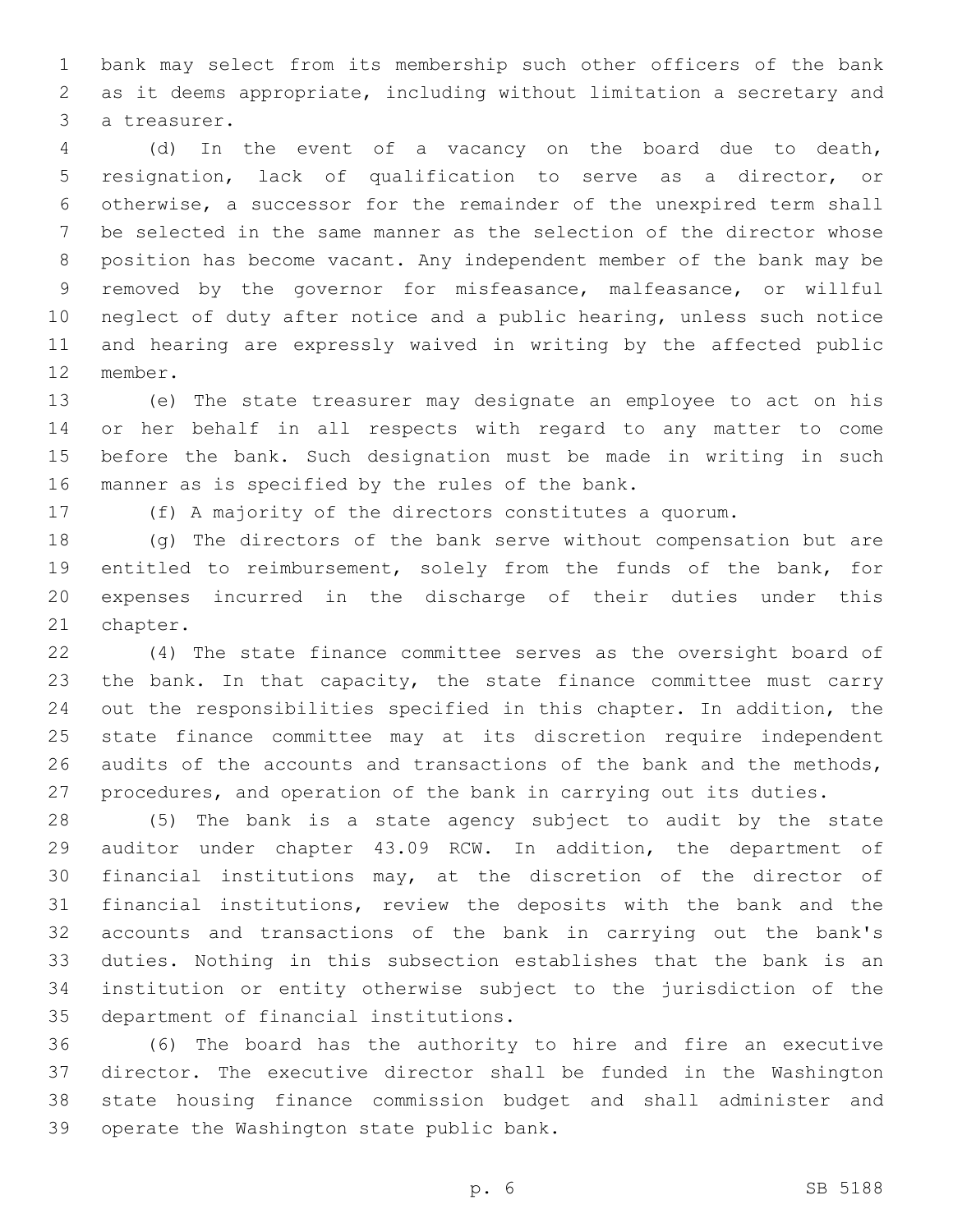bank may select from its membership such other officers of the bank as it deems appropriate, including without limitation a secretary and a treasurer.

(d) In the event of a vacancy on the board due to death, resignation, lack of qualification to serve as a director, or otherwise, a successor for the remainder of the unexpired term shall be selected in the same manner as the selection of the director whose position has become vacant. Any independent member of the bank may be removed by the governor for misfeasance, malfeasance, or willful neglect of duty after notice and a public hearing, unless such notice and hearing are expressly waived in writing by the affected public member.

(e) The state treasurer may designate an employee to act on his or her behalf in all respects with regard to any matter to come before the bank. Such designation must be made in writing in such manner as is specified by the rules of the bank.

(f) A majority of the directors constitutes a quorum.

(g) The directors of the bank serve without compensation but are entitled to reimbursement, solely from the funds of the bank, for expenses incurred in the discharge of their duties under this chapter.

(4) The state finance committee serves as the oversight board of the bank. In that capacity, the state finance committee must carry out the responsibilities specified in this chapter. In addition, the state finance committee may at its discretion require independent audits of the accounts and transactions of the bank and the methods, procedures, and operation of the bank in carrying out its duties.

(5) The bank is a state agency subject to audit by the state auditor under chapter 43.09 RCW. In addition, the department of financial institutions may, at the discretion of the director of financial institutions, review the deposits with the bank and the accounts and transactions of the bank in carrying out the bank's duties. Nothing in this subsection establishes that the bank is an institution or entity otherwise subject to the jurisdiction of the department of financial institutions.

(6) The board has the authority to hire and fire an executive director. The executive director shall be funded in the Washington state housing finance commission budget and shall administer and operate the Washington state public bank.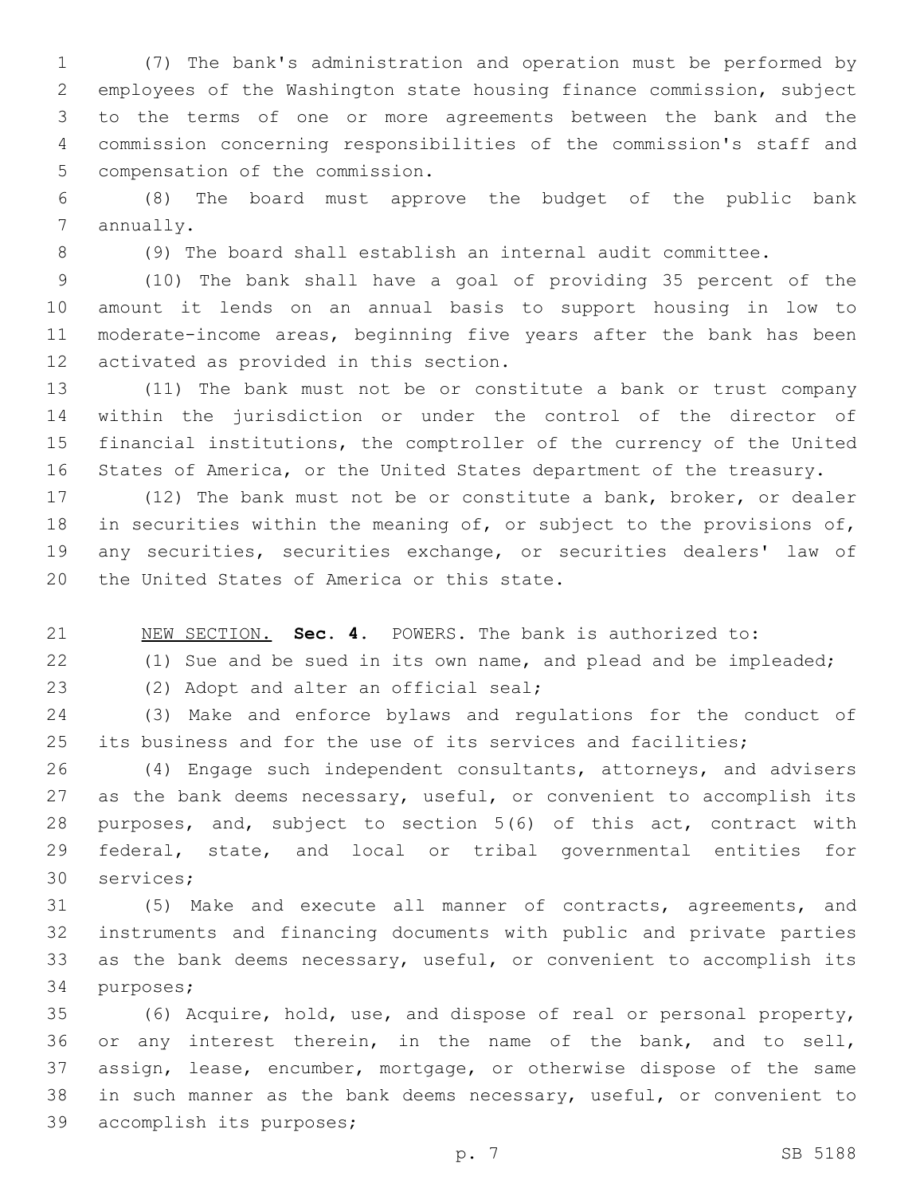(7) The bank's administration and operation must be performed by employees of the Washington state housing finance commission, subject to the terms of one or more agreements between the bank and the commission concerning responsibilities of the commission's staff and compensation of the commission.

(8) The board must approve the budget of the public bank annually.

(9) The board shall establish an internal audit committee.

(10) The bank shall have a goal of providing 35 percent of the amount it lends on an annual basis to support housing in low to moderate-income areas, beginning five years after the bank has been activated as provided in this section.

(11) The bank must not be or constitute a bank or trust company within the jurisdiction or under the control of the director of financial institutions, the comptroller of the currency of the United States of America, or the United States department of the treasury.

(12) The bank must not be or constitute a bank, broker, or dealer in securities within the meaning of, or subject to the provisions of, any securities, securities exchange, or securities dealers' law of the United States of America or this state.

NEW SECTION. **Sec. 4.** POWERS. The bank is authorized to:

(1) Sue and be sued in its own name, and plead and be impleaded;

(2) Adopt and alter an official seal;

(3) Make and enforce bylaws and regulations for the conduct of its business and for the use of its services and facilities;

(4) Engage such independent consultants, attorneys, and advisers as the bank deems necessary, useful, or convenient to accomplish its purposes, and, subject to section 5(6) of this act, contract with federal, state, and local or tribal governmental entities for services;

(5) Make and execute all manner of contracts, agreements, and instruments and financing documents with public and private parties as the bank deems necessary, useful, or convenient to accomplish its purposes;

(6) Acquire, hold, use, and dispose of real or personal property, or any interest therein, in the name of the bank, and to sell, assign, lease, encumber, mortgage, or otherwise dispose of the same in such manner as the bank deems necessary, useful, or convenient to accomplish its purposes;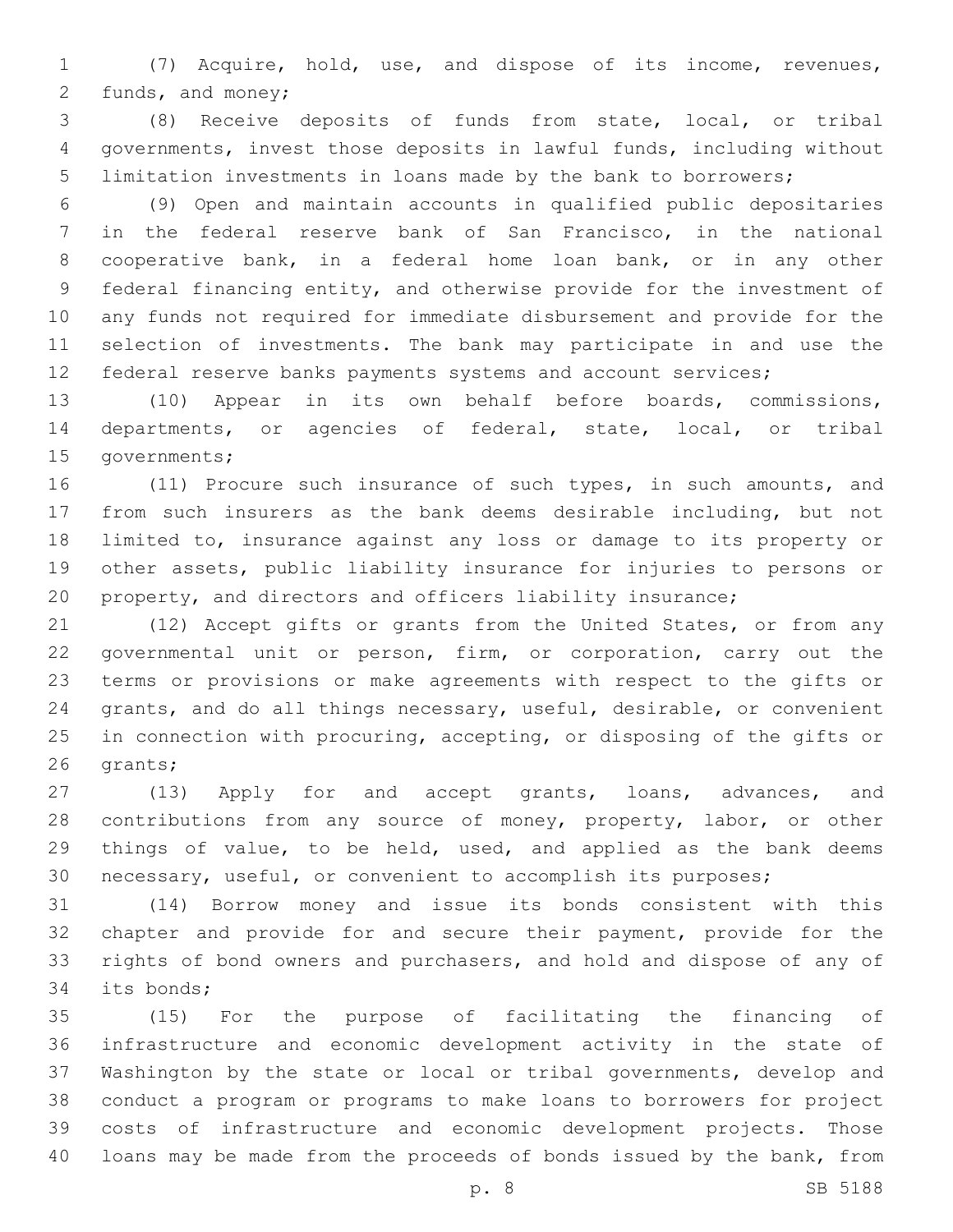(7) Acquire, hold, use, and dispose of its income, revenues, funds, and money;

(8) Receive deposits of funds from state, local, or tribal governments, invest those deposits in lawful funds, including without limitation investments in loans made by the bank to borrowers;

(9) Open and maintain accounts in qualified public depositaries in the federal reserve bank of San Francisco, in the national cooperative bank, in a federal home loan bank, or in any other federal financing entity, and otherwise provide for the investment of any funds not required for immediate disbursement and provide for the selection of investments. The bank may participate in and use the federal reserve banks payments systems and account services;

(10) Appear in its own behalf before boards, commissions, departments, or agencies of federal, state, local, or tribal governments;

(11) Procure such insurance of such types, in such amounts, and from such insurers as the bank deems desirable including, but not limited to, insurance against any loss or damage to its property or other assets, public liability insurance for injuries to persons or property, and directors and officers liability insurance;

(12) Accept gifts or grants from the United States, or from any governmental unit or person, firm, or corporation, carry out the terms or provisions or make agreements with respect to the gifts or grants, and do all things necessary, useful, desirable, or convenient in connection with procuring, accepting, or disposing of the gifts or grants;

(13) Apply for and accept grants, loans, advances, and contributions from any source of money, property, labor, or other things of value, to be held, used, and applied as the bank deems necessary, useful, or convenient to accomplish its purposes;

(14) Borrow money and issue its bonds consistent with this chapter and provide for and secure their payment, provide for the rights of bond owners and purchasers, and hold and dispose of any of its bonds;

(15) For the purpose of facilitating the financing of infrastructure and economic development activity in the state of Washington by the state or local or tribal governments, develop and conduct a program or programs to make loans to borrowers for project costs of infrastructure and economic development projects. Those loans may be made from the proceeds of bonds issued by the bank, from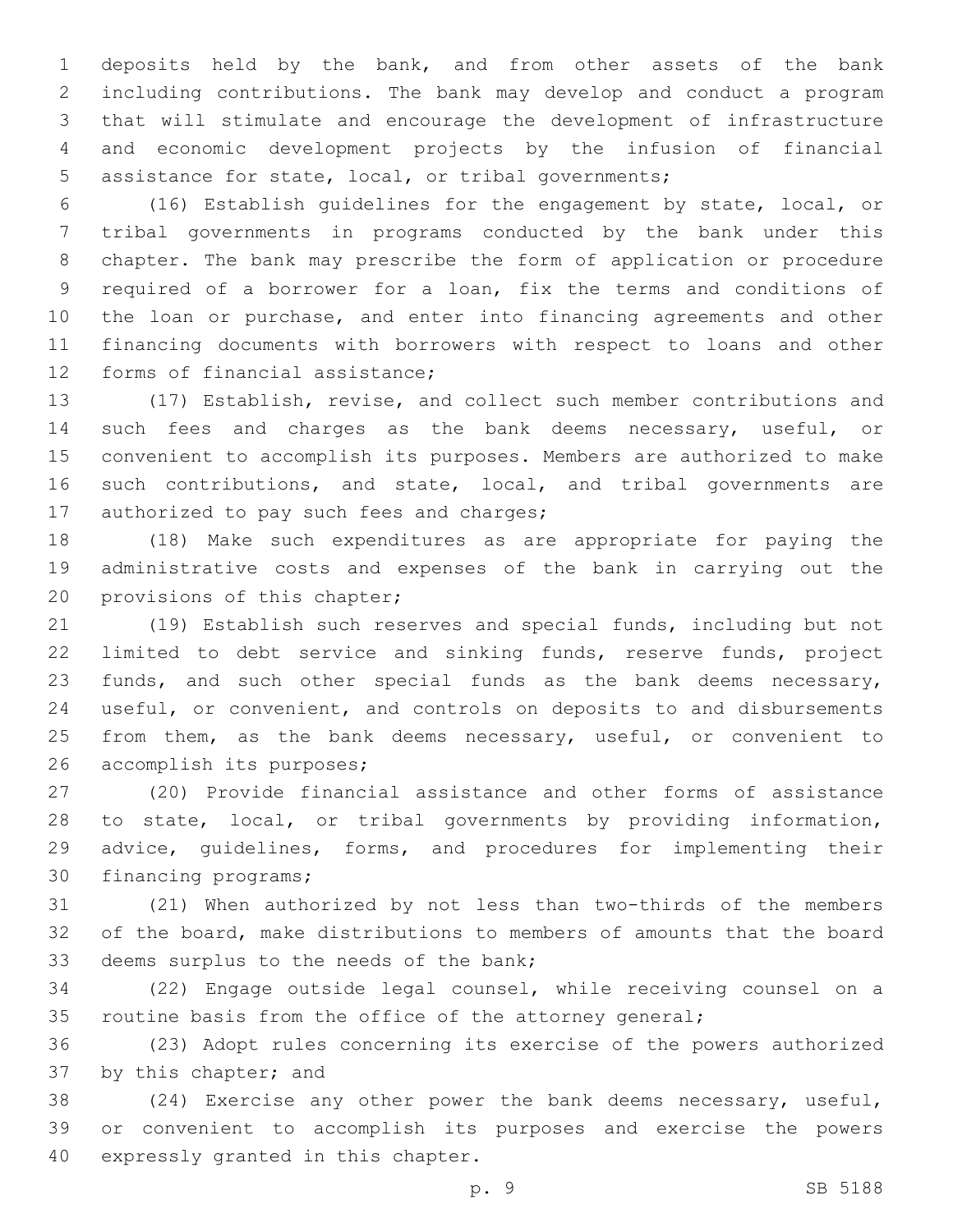deposits held by the bank, and from other assets of the bank including contributions. The bank may develop and conduct a program that will stimulate and encourage the development of infrastructure and economic development projects by the infusion of financial assistance for state, local, or tribal governments;

(16) Establish guidelines for the engagement by state, local, or tribal governments in programs conducted by the bank under this chapter. The bank may prescribe the form of application or procedure required of a borrower for a loan, fix the terms and conditions of the loan or purchase, and enter into financing agreements and other financing documents with borrowers with respect to loans and other forms of financial assistance;

(17) Establish, revise, and collect such member contributions and such fees and charges as the bank deems necessary, useful, or convenient to accomplish its purposes. Members are authorized to make such contributions, and state, local, and tribal governments are authorized to pay such fees and charges;

(18) Make such expenditures as are appropriate for paying the administrative costs and expenses of the bank in carrying out the provisions of this chapter;

(19) Establish such reserves and special funds, including but not limited to debt service and sinking funds, reserve funds, project funds, and such other special funds as the bank deems necessary, useful, or convenient, and controls on deposits to and disbursements from them, as the bank deems necessary, useful, or convenient to accomplish its purposes;

(20) Provide financial assistance and other forms of assistance to state, local, or tribal governments by providing information, advice, guidelines, forms, and procedures for implementing their financing programs;

(21) When authorized by not less than two-thirds of the members of the board, make distributions to members of amounts that the board deems surplus to the needs of the bank;

(22) Engage outside legal counsel, while receiving counsel on a routine basis from the office of the attorney general;

(23) Adopt rules concerning its exercise of the powers authorized by this chapter; and

(24) Exercise any other power the bank deems necessary, useful, or convenient to accomplish its purposes and exercise the powers expressly granted in this chapter.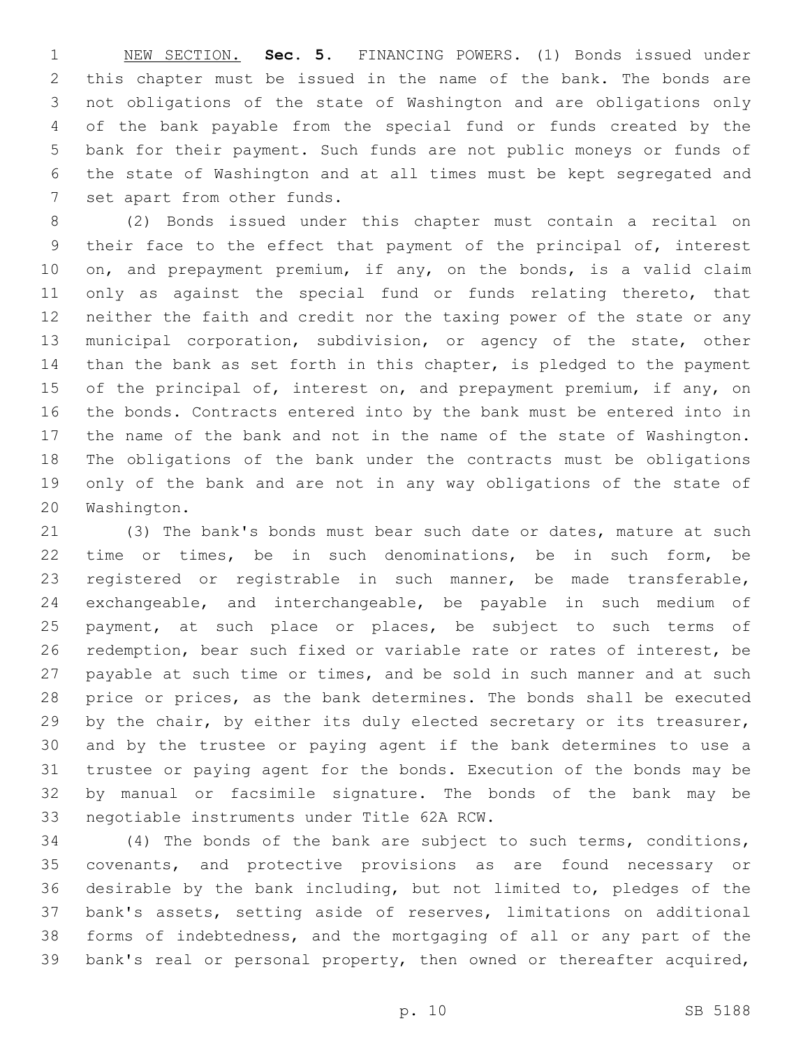NEW SECTION. **Sec. 5.** FINANCING POWERS. (1) Bonds issued under this chapter must be issued in the name of the bank. The bonds are not obligations of the state of Washington and are obligations only of the bank payable from the special fund or funds created by the bank for their payment. Such funds are not public moneys or funds of the state of Washington and at all times must be kept segregated and set apart from other funds.

(2) Bonds issued under this chapter must contain a recital on their face to the effect that payment of the principal of, interest on, and prepayment premium, if any, on the bonds, is a valid claim only as against the special fund or funds relating thereto, that neither the faith and credit nor the taxing power of the state or any municipal corporation, subdivision, or agency of the state, other than the bank as set forth in this chapter, is pledged to the payment of the principal of, interest on, and prepayment premium, if any, on the bonds. Contracts entered into by the bank must be entered into in the name of the bank and not in the name of the state of Washington. The obligations of the bank under the contracts must be obligations only of the bank and are not in any way obligations of the state of Washington.

(3) The bank's bonds must bear such date or dates, mature at such time or times, be in such denominations, be in such form, be registered or registrable in such manner, be made transferable, exchangeable, and interchangeable, be payable in such medium of payment, at such place or places, be subject to such terms of redemption, bear such fixed or variable rate or rates of interest, be payable at such time or times, and be sold in such manner and at such price or prices, as the bank determines. The bonds shall be executed by the chair, by either its duly elected secretary or its treasurer, and by the trustee or paying agent if the bank determines to use a trustee or paying agent for the bonds. Execution of the bonds may be by manual or facsimile signature. The bonds of the bank may be negotiable instruments under Title 62A RCW.

(4) The bonds of the bank are subject to such terms, conditions, covenants, and protective provisions as are found necessary or desirable by the bank including, but not limited to, pledges of the bank's assets, setting aside of reserves, limitations on additional forms of indebtedness, and the mortgaging of all or any part of the bank's real or personal property, then owned or thereafter acquired,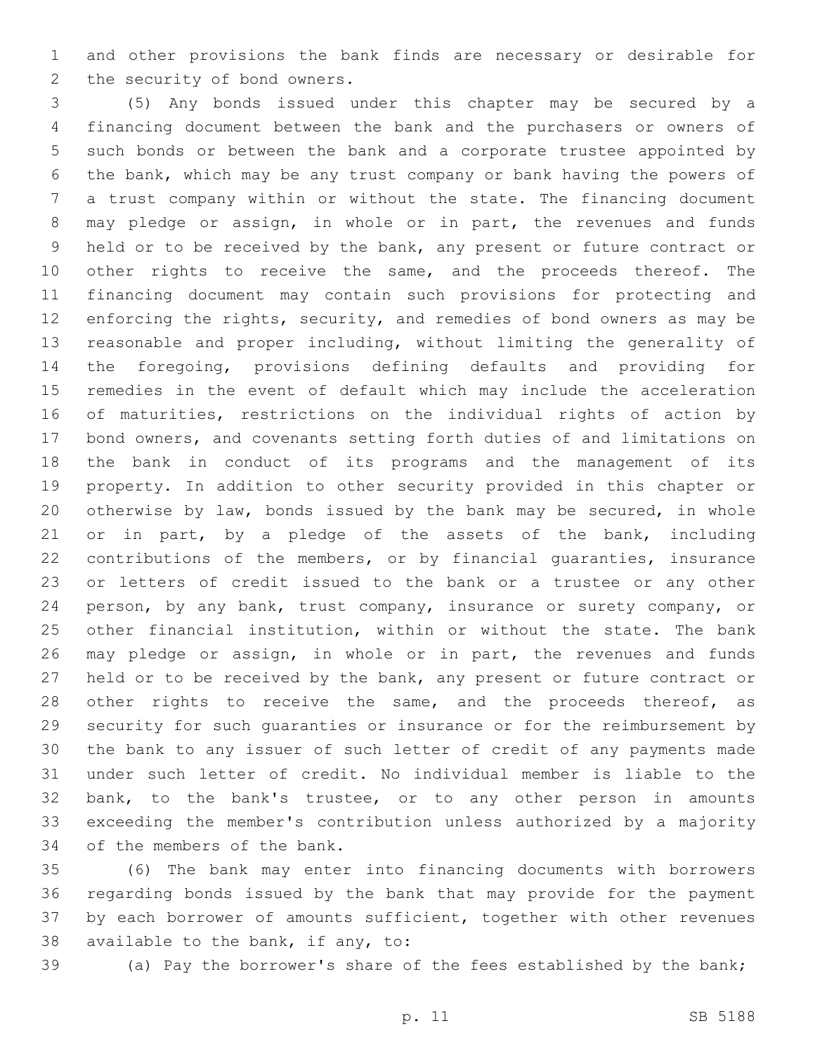and other provisions the bank finds are necessary or desirable for the security of bond owners.

(5) Any bonds issued under this chapter may be secured by a financing document between the bank and the purchasers or owners of such bonds or between the bank and a corporate trustee appointed by the bank, which may be any trust company or bank having the powers of a trust company within or without the state. The financing document may pledge or assign, in whole or in part, the revenues and funds held or to be received by the bank, any present or future contract or other rights to receive the same, and the proceeds thereof. The financing document may contain such provisions for protecting and enforcing the rights, security, and remedies of bond owners as may be reasonable and proper including, without limiting the generality of the foregoing, provisions defining defaults and providing for remedies in the event of default which may include the acceleration of maturities, restrictions on the individual rights of action by bond owners, and covenants setting forth duties of and limitations on the bank in conduct of its programs and the management of its property. In addition to other security provided in this chapter or otherwise by law, bonds issued by the bank may be secured, in whole or in part, by a pledge of the assets of the bank, including contributions of the members, or by financial guaranties, insurance or letters of credit issued to the bank or a trustee or any other person, by any bank, trust company, insurance or surety company, or other financial institution, within or without the state. The bank may pledge or assign, in whole or in part, the revenues and funds held or to be received by the bank, any present or future contract or other rights to receive the same, and the proceeds thereof, as security for such guaranties or insurance or for the reimbursement by the bank to any issuer of such letter of credit of any payments made under such letter of credit. No individual member is liable to the bank, to the bank's trustee, or to any other person in amounts exceeding the member's contribution unless authorized by a majority of the members of the bank.

(6) The bank may enter into financing documents with borrowers regarding bonds issued by the bank that may provide for the payment by each borrower of amounts sufficient, together with other revenues available to the bank, if any, to:

(a) Pay the borrower's share of the fees established by the bank;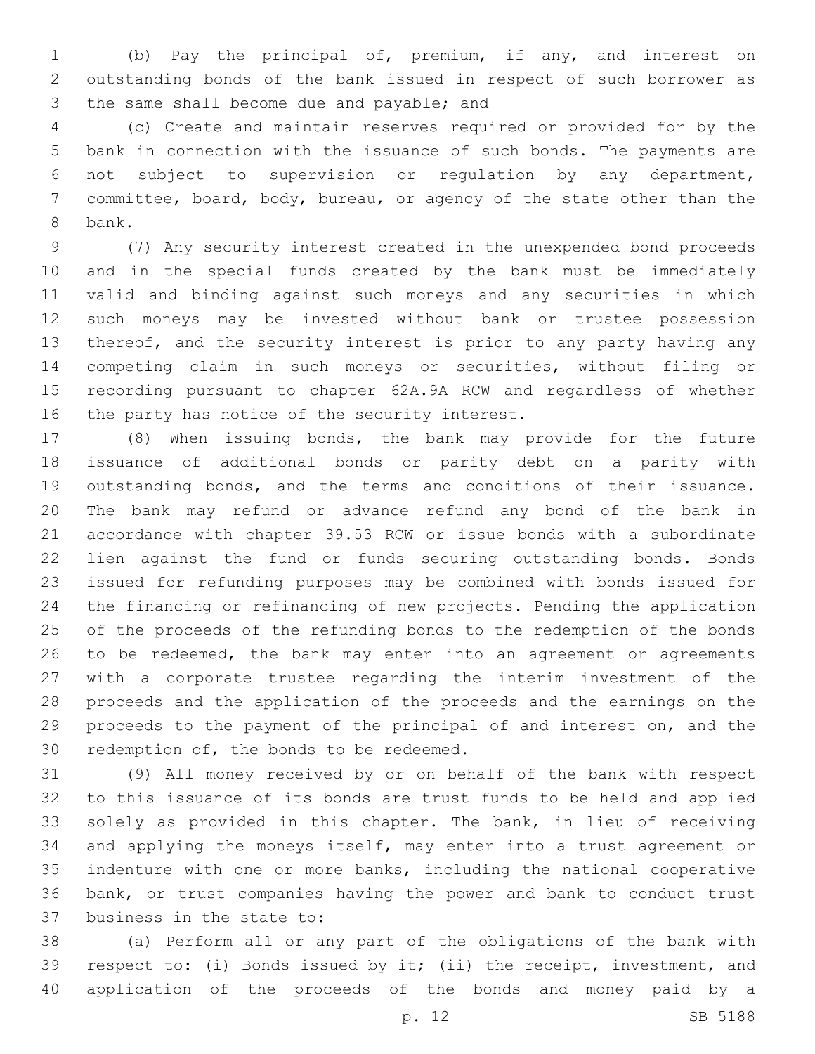(b) Pay the principal of, premium, if any, and interest on outstanding bonds of the bank issued in respect of such borrower as the same shall become due and payable; and

(c) Create and maintain reserves required or provided for by the bank in connection with the issuance of such bonds. The payments are not subject to supervision or regulation by any department, committee, board, body, bureau, or agency of the state other than the bank.

(7) Any security interest created in the unexpended bond proceeds and in the special funds created by the bank must be immediately valid and binding against such moneys and any securities in which such moneys may be invested without bank or trustee possession thereof, and the security interest is prior to any party having any competing claim in such moneys or securities, without filing or recording pursuant to chapter 62A.9A RCW and regardless of whether the party has notice of the security interest.

(8) When issuing bonds, the bank may provide for the future issuance of additional bonds or parity debt on a parity with outstanding bonds, and the terms and conditions of their issuance. The bank may refund or advance refund any bond of the bank in accordance with chapter 39.53 RCW or issue bonds with a subordinate lien against the fund or funds securing outstanding bonds. Bonds issued for refunding purposes may be combined with bonds issued for the financing or refinancing of new projects. Pending the application of the proceeds of the refunding bonds to the redemption of the bonds to be redeemed, the bank may enter into an agreement or agreements with a corporate trustee regarding the interim investment of the proceeds and the application of the proceeds and the earnings on the proceeds to the payment of the principal of and interest on, and the redemption of, the bonds to be redeemed.

(9) All money received by or on behalf of the bank with respect to this issuance of its bonds are trust funds to be held and applied solely as provided in this chapter. The bank, in lieu of receiving and applying the moneys itself, may enter into a trust agreement or indenture with one or more banks, including the national cooperative bank, or trust companies having the power and bank to conduct trust business in the state to:

(a) Perform all or any part of the obligations of the bank with respect to: (i) Bonds issued by it; (ii) the receipt, investment, and application of the proceeds of the bonds and money paid by a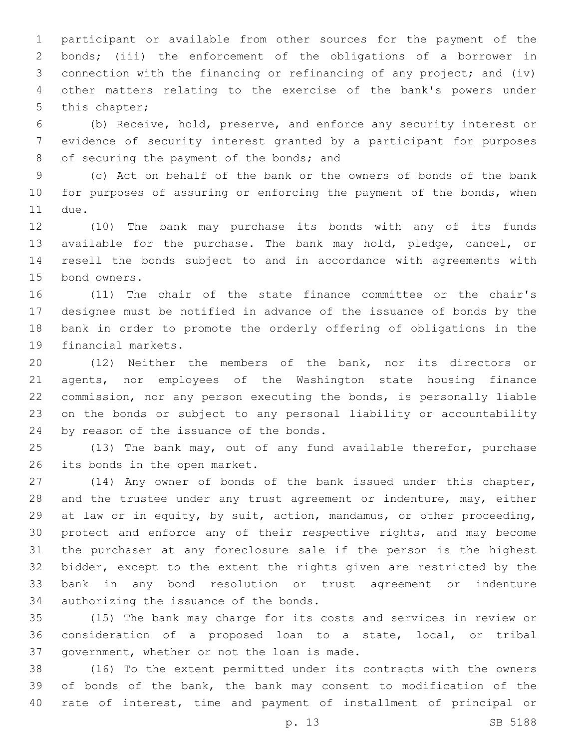participant or available from other sources for the payment of the bonds; (iii) the enforcement of the obligations of a borrower in connection with the financing or refinancing of any project; and (iv) other matters relating to the exercise of the bank's powers under this chapter;

(b) Receive, hold, preserve, and enforce any security interest or evidence of security interest granted by a participant for purposes of securing the payment of the bonds; and

(c) Act on behalf of the bank or the owners of bonds of the bank for purposes of assuring or enforcing the payment of the bonds, when due.

(10) The bank may purchase its bonds with any of its funds available for the purchase. The bank may hold, pledge, cancel, or resell the bonds subject to and in accordance with agreements with bond owners.

(11) The chair of the state finance committee or the chair's designee must be notified in advance of the issuance of bonds by the bank in order to promote the orderly offering of obligations in the financial markets.

(12) Neither the members of the bank, nor its directors or agents, nor employees of the Washington state housing finance commission, nor any person executing the bonds, is personally liable on the bonds or subject to any personal liability or accountability by reason of the issuance of the bonds.

(13) The bank may, out of any fund available therefor, purchase its bonds in the open market.

(14) Any owner of bonds of the bank issued under this chapter, and the trustee under any trust agreement or indenture, may, either at law or in equity, by suit, action, mandamus, or other proceeding, protect and enforce any of their respective rights, and may become the purchaser at any foreclosure sale if the person is the highest bidder, except to the extent the rights given are restricted by the bank in any bond resolution or trust agreement or indenture authorizing the issuance of the bonds.

(15) The bank may charge for its costs and services in review or consideration of a proposed loan to a state, local, or tribal government, whether or not the loan is made.

(16) To the extent permitted under its contracts with the owners of bonds of the bank, the bank may consent to modification of the rate of interest, time and payment of installment of principal or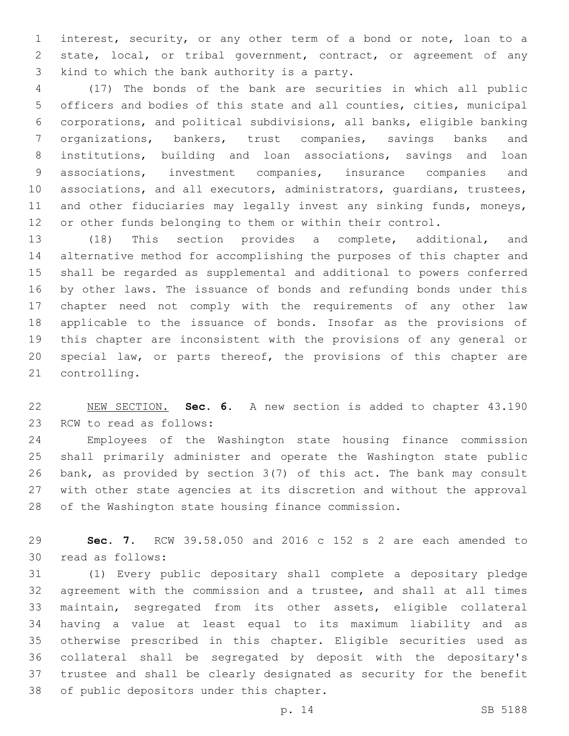interest, security, or any other term of a bond or note, loan to a state, local, or tribal government, contract, or agreement of any kind to which the bank authority is a party.

(17) The bonds of the bank are securities in which all public officers and bodies of this state and all counties, cities, municipal corporations, and political subdivisions, all banks, eligible banking organizations, bankers, trust companies, savings banks and institutions, building and loan associations, savings and loan associations, investment companies, insurance companies and associations, and all executors, administrators, guardians, trustees, and other fiduciaries may legally invest any sinking funds, moneys, or other funds belonging to them or within their control.

(18) This section provides a complete, additional, and alternative method for accomplishing the purposes of this chapter and shall be regarded as supplemental and additional to powers conferred by other laws. The issuance of bonds and refunding bonds under this chapter need not comply with the requirements of any other law applicable to the issuance of bonds. Insofar as the provisions of this chapter are inconsistent with the provisions of any general or special law, or parts thereof, the provisions of this chapter are controlling.

NEW SECTION. **Sec. 6.** A new section is added to chapter 43.190 RCW to read as follows:

Employees of the Washington state housing finance commission shall primarily administer and operate the Washington state public bank, as provided by section 3(7) of this act. The bank may consult with other state agencies at its discretion and without the approval of the Washington state housing finance commission.

**Sec. 7.** RCW 39.58.050 and 2016 c 152 s 2 are each amended to read as follows:

(1) Every public depositary shall complete a depositary pledge agreement with the commission and a trustee, and shall at all times maintain, segregated from its other assets, eligible collateral having a value at least equal to its maximum liability and as otherwise prescribed in this chapter. Eligible securities used as collateral shall be segregated by deposit with the depositary's trustee and shall be clearly designated as security for the benefit of public depositors under this chapter.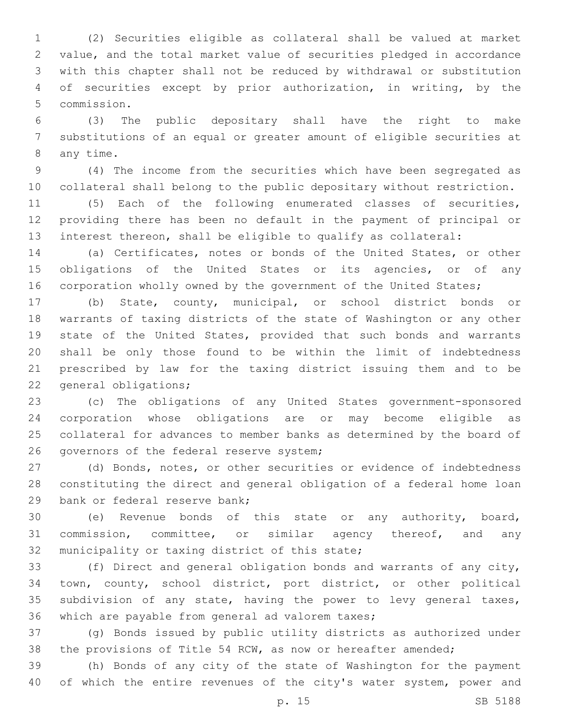(2) Securities eligible as collateral shall be valued at market value, and the total market value of securities pledged in accordance with this chapter shall not be reduced by withdrawal or substitution of securities except by prior authorization, in writing, by the commission.

(3) The public depositary shall have the right to make substitutions of an equal or greater amount of eligible securities at any time.

(4) The income from the securities which have been segregated as collateral shall belong to the public depositary without restriction.

(5) Each of the following enumerated classes of securities, providing there has been no default in the payment of principal or interest thereon, shall be eligible to qualify as collateral:

(a) Certificates, notes or bonds of the United States, or other obligations of the United States or its agencies, or of any corporation wholly owned by the government of the United States;

(b) State, county, municipal, or school district bonds or warrants of taxing districts of the state of Washington or any other state of the United States, provided that such bonds and warrants shall be only those found to be within the limit of indebtedness prescribed by law for the taxing district issuing them and to be general obligations;

(c) The obligations of any United States government-sponsored corporation whose obligations are or may become eligible as collateral for advances to member banks as determined by the board of governors of the federal reserve system;

(d) Bonds, notes, or other securities or evidence of indebtedness constituting the direct and general obligation of a federal home loan bank or federal reserve bank;

(e) Revenue bonds of this state or any authority, board, commission, committee, or similar agency thereof, and any municipality or taxing district of this state;

(f) Direct and general obligation bonds and warrants of any city, town, county, school district, port district, or other political subdivision of any state, having the power to levy general taxes, which are payable from general ad valorem taxes;

(g) Bonds issued by public utility districts as authorized under the provisions of Title 54 RCW, as now or hereafter amended;

(h) Bonds of any city of the state of Washington for the payment of which the entire revenues of the city's water system, power and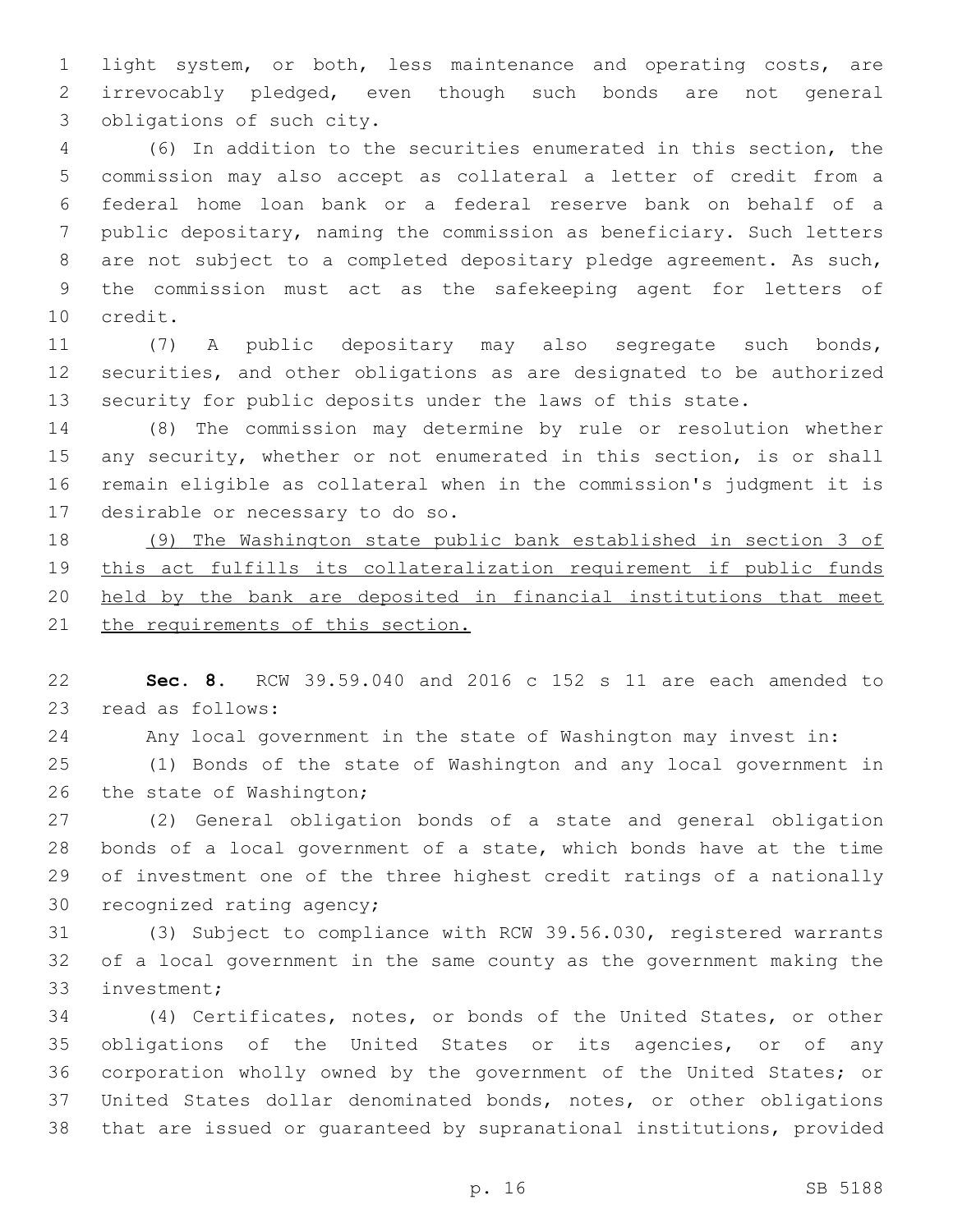light system, or both, less maintenance and operating costs, are irrevocably pledged, even though such bonds are not general obligations of such city.

(6) In addition to the securities enumerated in this section, the commission may also accept as collateral a letter of credit from a federal home loan bank or a federal reserve bank on behalf of a public depositary, naming the commission as beneficiary. Such letters are not subject to a completed depositary pledge agreement. As such, the commission must act as the safekeeping agent for letters of credit.

(7) A public depositary may also segregate such bonds, securities, and other obligations as are designated to be authorized security for public deposits under the laws of this state.

(8) The commission may determine by rule or resolution whether any security, whether or not enumerated in this section, is or shall remain eligible as collateral when in the commission's judgment it is desirable or necessary to do so.

<u>(9) The Washington state public bank established in section 3 of this act fulfills its collateralization requirement if public funds held by the bank are deposited in financial institutions that meet the requirements of this section.</u>

**Sec. 8.** RCW 39.59.040 and 2016 c 152 s 11 are each amended to read as follows:

Any local government in the state of Washington may invest in:

(1) Bonds of the state of Washington and any local government in the state of Washington;

(2) General obligation bonds of a state and general obligation bonds of a local government of a state, which bonds have at the time of investment one of the three highest credit ratings of a nationally recognized rating agency;

(3) Subject to compliance with RCW 39.56.030, registered warrants of a local government in the same county as the government making the investment;

(4) Certificates, notes, or bonds of the United States, or other obligations of the United States or its agencies, or of any corporation wholly owned by the government of the United States; or United States dollar denominated bonds, notes, or other obligations that are issued or guaranteed by supranational institutions, provided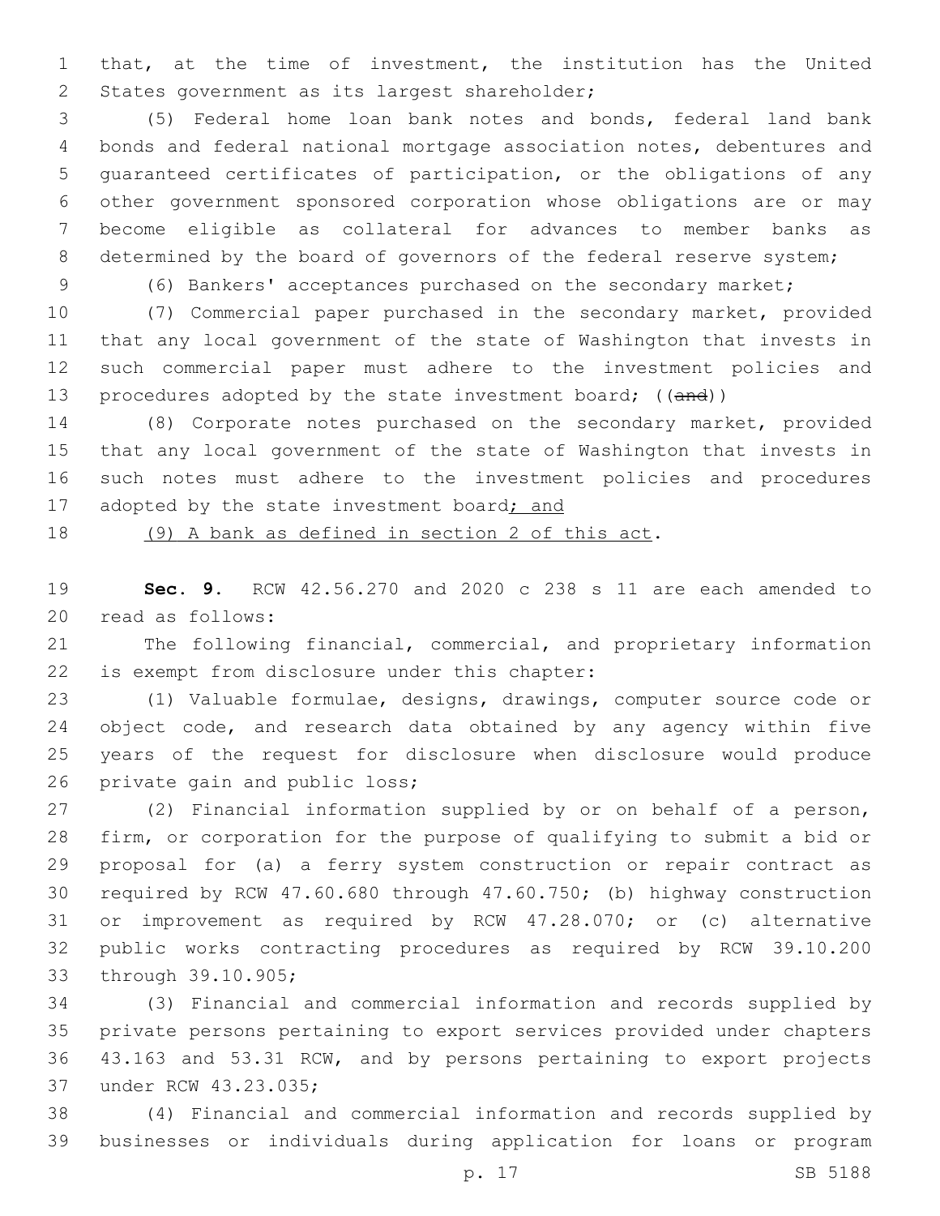that, at the time of investment, the institution has the United States government as its largest shareholder;

(5) Federal home loan bank notes and bonds, federal land bank bonds and federal national mortgage association notes, debentures and guaranteed certificates of participation, or the obligations of any other government sponsored corporation whose obligations are or may become eligible as collateral for advances to member banks as determined by the board of governors of the federal reserve system;

(6) Bankers' acceptances purchased on the secondary market;

(7) Commercial paper purchased in the secondary market, provided that any local government of the state of Washington that invests in such commercial paper must adhere to the investment policies and procedures adopted by the state investment board; ((~~and~~))

(8) Corporate notes purchased on the secondary market, provided that any local government of the state of Washington that invests in such notes must adhere to the investment policies and procedures adopted by the state investment board<u>; and</u>

<u>(9) A bank as defined in section 2 of this act</u>.

**Sec. 9.** RCW 42.56.270 and 2020 c 238 s 11 are each amended to read as follows:

The following financial, commercial, and proprietary information is exempt from disclosure under this chapter:

(1) Valuable formulae, designs, drawings, computer source code or object code, and research data obtained by any agency within five years of the request for disclosure when disclosure would produce private gain and public loss;

(2) Financial information supplied by or on behalf of a person, firm, or corporation for the purpose of qualifying to submit a bid or proposal for (a) a ferry system construction or repair contract as required by RCW 47.60.680 through 47.60.750; (b) highway construction or improvement as required by RCW 47.28.070; or (c) alternative public works contracting procedures as required by RCW 39.10.200 through 39.10.905;

(3) Financial and commercial information and records supplied by private persons pertaining to export services provided under chapters 43.163 and 53.31 RCW, and by persons pertaining to export projects under RCW 43.23.035;

(4) Financial and commercial information and records supplied by businesses or individuals during application for loans or program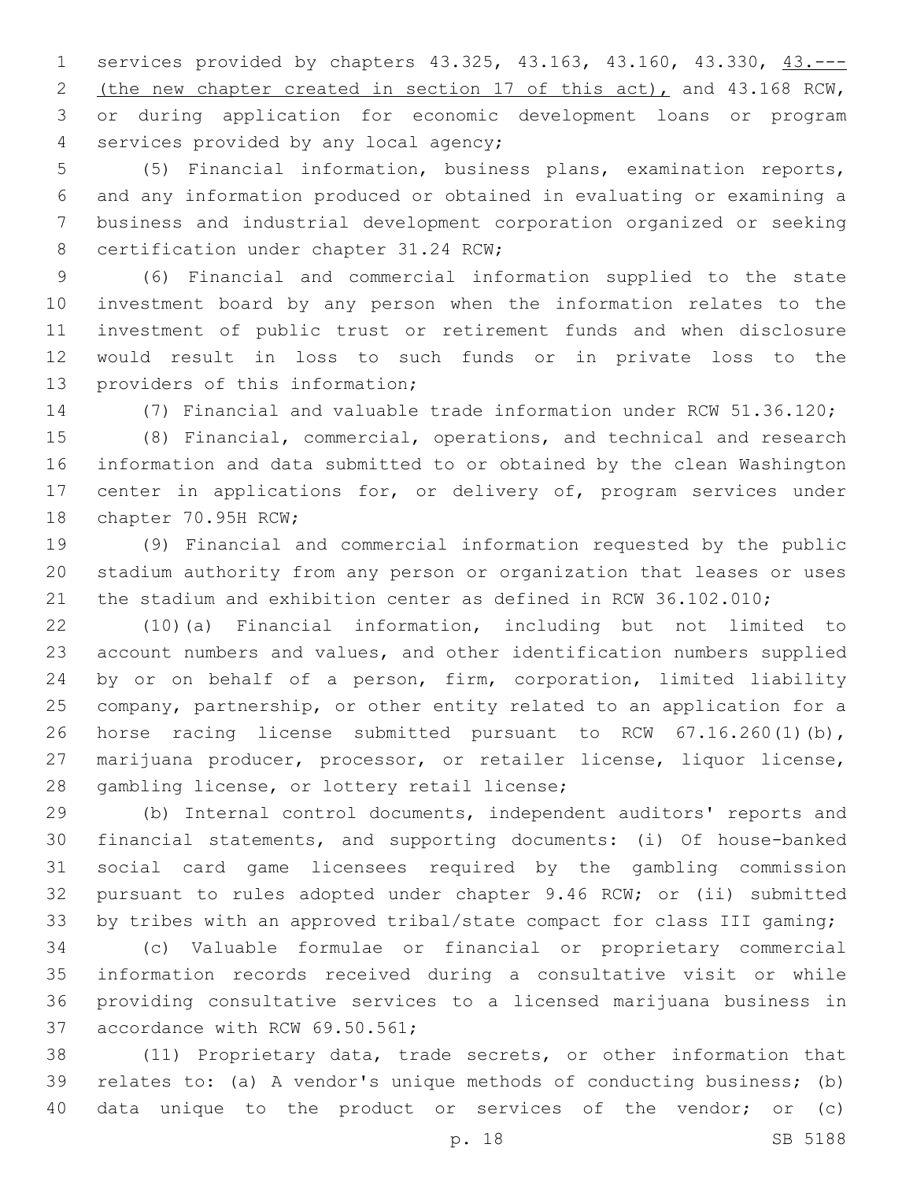services provided by chapters 43.325, 43.163, 43.160, 43.330, 43.--- (the new chapter created in section 17 of this act), and 43.168 RCW, or during application for economic development loans or program services provided by any local agency;

(5) Financial information, business plans, examination reports, and any information produced or obtained in evaluating or examining a business and industrial development corporation organized or seeking certification under chapter 31.24 RCW;

(6) Financial and commercial information supplied to the state investment board by any person when the information relates to the investment of public trust or retirement funds and when disclosure would result in loss to such funds or in private loss to the providers of this information;

(7) Financial and valuable trade information under RCW 51.36.120;

(8) Financial, commercial, operations, and technical and research information and data submitted to or obtained by the clean Washington center in applications for, or delivery of, program services under chapter 70.95H RCW;

(9) Financial and commercial information requested by the public stadium authority from any person or organization that leases or uses the stadium and exhibition center as defined in RCW 36.102.010;

(10)(a) Financial information, including but not limited to account numbers and values, and other identification numbers supplied by or on behalf of a person, firm, corporation, limited liability company, partnership, or other entity related to an application for a horse racing license submitted pursuant to RCW 67.16.260(1)(b), marijuana producer, processor, or retailer license, liquor license, gambling license, or lottery retail license;

(b) Internal control documents, independent auditors' reports and financial statements, and supporting documents: (i) Of house-banked social card game licensees required by the gambling commission pursuant to rules adopted under chapter 9.46 RCW; or (ii) submitted by tribes with an approved tribal/state compact for class III gaming;

(c) Valuable formulae or financial or proprietary commercial information records received during a consultative visit or while providing consultative services to a licensed marijuana business in accordance with RCW 69.50.561;

(11) Proprietary data, trade secrets, or other information that relates to: (a) A vendor's unique methods of conducting business; (b) data unique to the product or services of the vendor; or (c)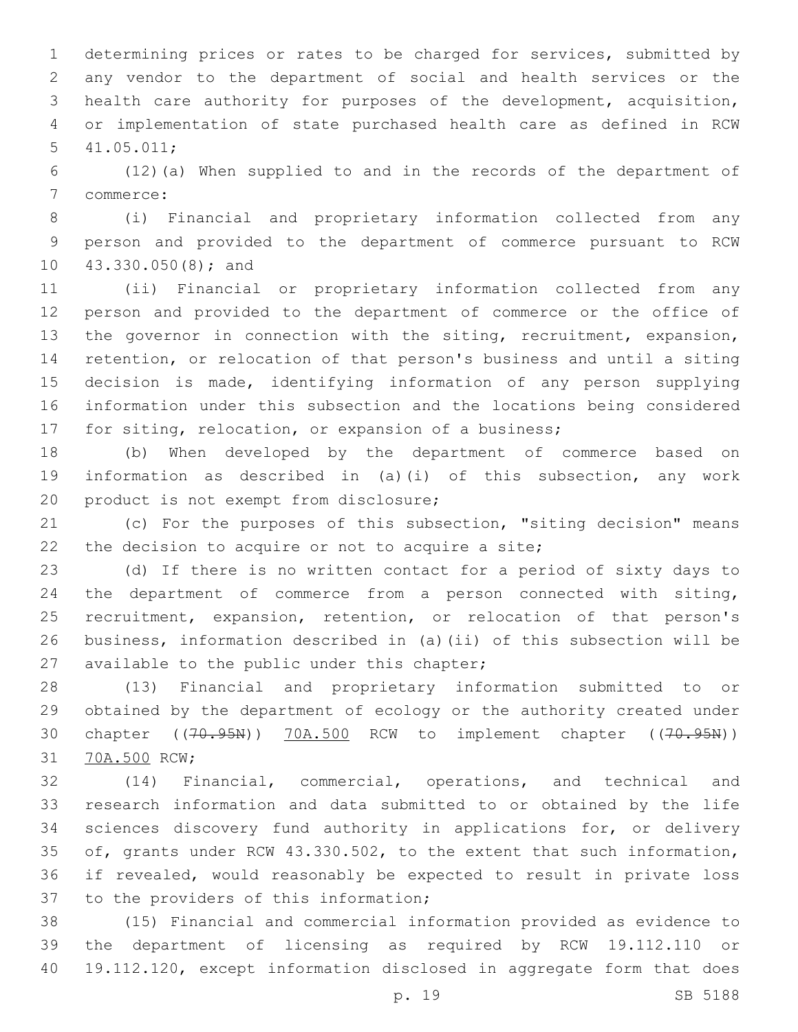determining prices or rates to be charged for services, submitted by any vendor to the department of social and health services or the health care authority for purposes of the development, acquisition, or implementation of state purchased health care as defined in RCW 41.05.011;

(12)(a) When supplied to and in the records of the department of commerce:

(i) Financial and proprietary information collected from any person and provided to the department of commerce pursuant to RCW 43.330.050(8); and

(ii) Financial or proprietary information collected from any person and provided to the department of commerce or the office of the governor in connection with the siting, recruitment, expansion, retention, or relocation of that person's business and until a siting decision is made, identifying information of any person supplying information under this subsection and the locations being considered for siting, relocation, or expansion of a business;

(b) When developed by the department of commerce based on information as described in (a)(i) of this subsection, any work product is not exempt from disclosure;

(c) For the purposes of this subsection, "siting decision" means the decision to acquire or not to acquire a site;

(d) If there is no written contact for a period of sixty days to the department of commerce from a person connected with siting, recruitment, expansion, retention, or relocation of that person's business, information described in (a)(ii) of this subsection will be available to the public under this chapter;

(13) Financial and proprietary information submitted to or obtained by the department of ecology or the authority created under chapter ((~~70.95N~~)) <u>70A.500</u> RCW to implement chapter ((~~70.95N~~)) <u>70A.500</u> RCW;

(14) Financial, commercial, operations, and technical and research information and data submitted to or obtained by the life sciences discovery fund authority in applications for, or delivery of, grants under RCW 43.330.502, to the extent that such information, if revealed, would reasonably be expected to result in private loss to the providers of this information;

(15) Financial and commercial information provided as evidence to the department of licensing as required by RCW 19.112.110 or 19.112.120, except information disclosed in aggregate form that does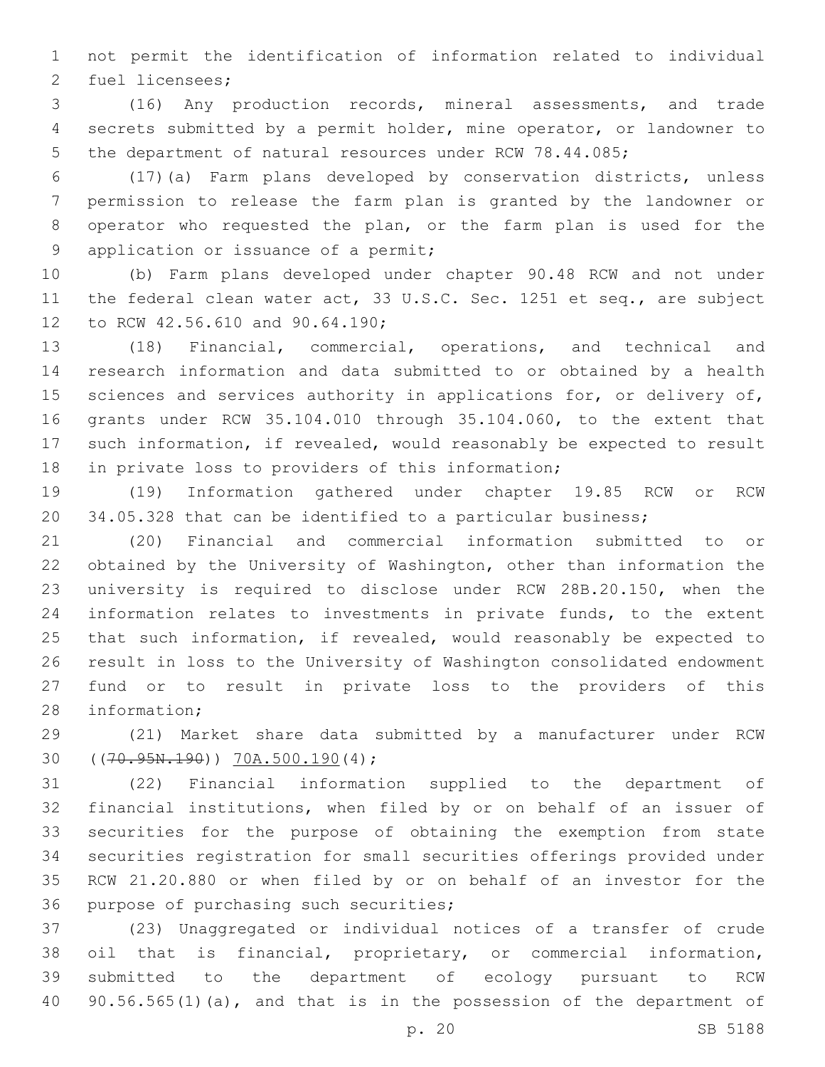not permit the identification of information related to individual fuel licensees;

(16) Any production records, mineral assessments, and trade secrets submitted by a permit holder, mine operator, or landowner to the department of natural resources under RCW 78.44.085;

(17)(a) Farm plans developed by conservation districts, unless permission to release the farm plan is granted by the landowner or operator who requested the plan, or the farm plan is used for the application or issuance of a permit;

(b) Farm plans developed under chapter 90.48 RCW and not under the federal clean water act, 33 U.S.C. Sec. 1251 et seq., are subject to RCW 42.56.610 and 90.64.190;

(18) Financial, commercial, operations, and technical and research information and data submitted to or obtained by a health sciences and services authority in applications for, or delivery of, grants under RCW 35.104.010 through 35.104.060, to the extent that such information, if revealed, would reasonably be expected to result in private loss to providers of this information;

(19) Information gathered under chapter 19.85 RCW or RCW 34.05.328 that can be identified to a particular business;

(20) Financial and commercial information submitted to or obtained by the University of Washington, other than information the university is required to disclose under RCW 28B.20.150, when the information relates to investments in private funds, to the extent that such information, if revealed, would reasonably be expected to result in loss to the University of Washington consolidated endowment fund or to result in private loss to the providers of this information;

(21) Market share data submitted by a manufacturer under RCW ((~~70.95N.190~~)) <u>70A.500.190</u>(4);

(22) Financial information supplied to the department of financial institutions, when filed by or on behalf of an issuer of securities for the purpose of obtaining the exemption from state securities registration for small securities offerings provided under RCW 21.20.880 or when filed by or on behalf of an investor for the purpose of purchasing such securities;

(23) Unaggregated or individual notices of a transfer of crude oil that is financial, proprietary, or commercial information, submitted to the department of ecology pursuant to RCW 90.56.565(1)(a), and that is in the possession of the department of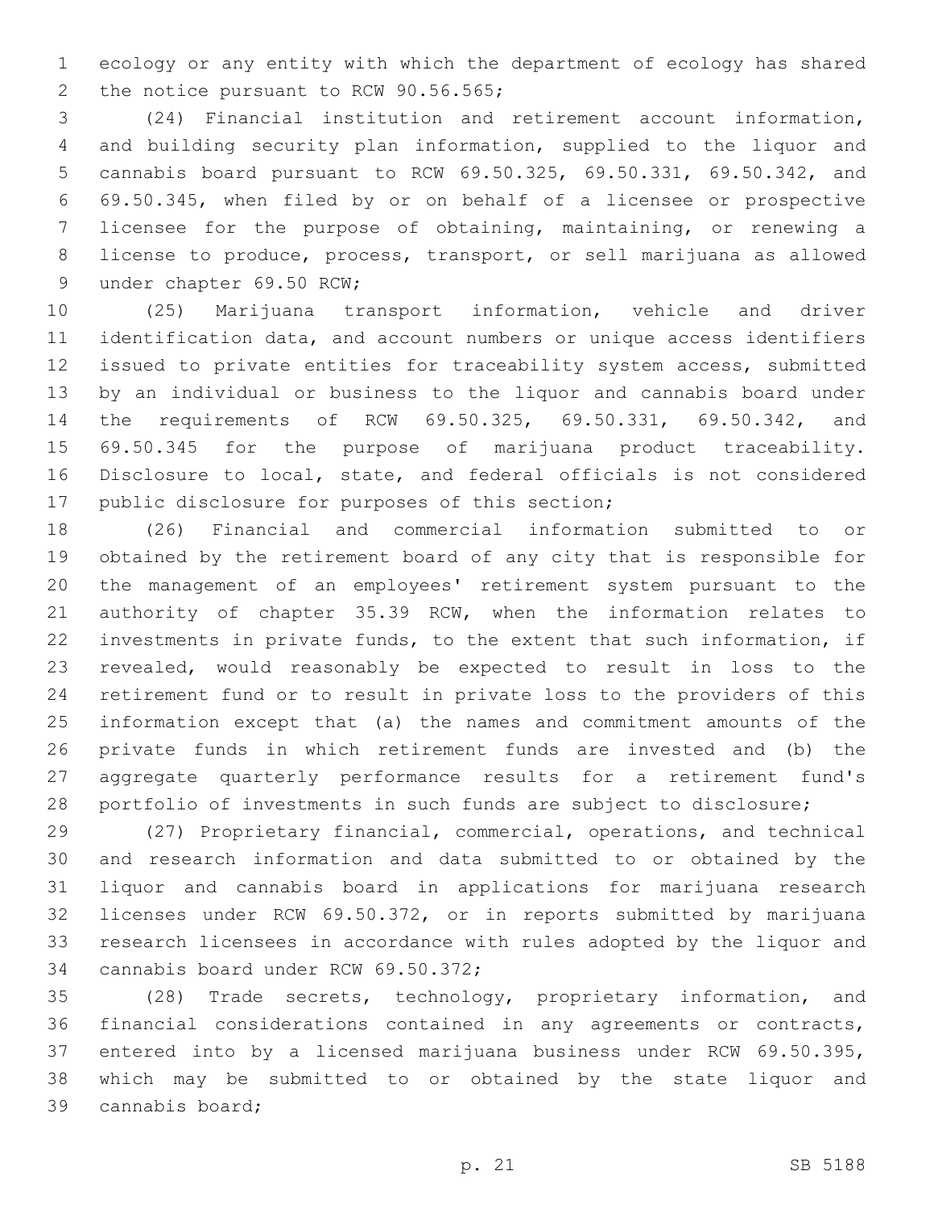ecology or any entity with which the department of ecology has shared the notice pursuant to RCW 90.56.565;

(24) Financial institution and retirement account information, and building security plan information, supplied to the liquor and cannabis board pursuant to RCW 69.50.325, 69.50.331, 69.50.342, and 69.50.345, when filed by or on behalf of a licensee or prospective licensee for the purpose of obtaining, maintaining, or renewing a license to produce, process, transport, or sell marijuana as allowed under chapter 69.50 RCW;

(25) Marijuana transport information, vehicle and driver identification data, and account numbers or unique access identifiers issued to private entities for traceability system access, submitted by an individual or business to the liquor and cannabis board under the requirements of RCW 69.50.325, 69.50.331, 69.50.342, and 69.50.345 for the purpose of marijuana product traceability. Disclosure to local, state, and federal officials is not considered public disclosure for purposes of this section;

(26) Financial and commercial information submitted to or obtained by the retirement board of any city that is responsible for the management of an employees' retirement system pursuant to the authority of chapter 35.39 RCW, when the information relates to investments in private funds, to the extent that such information, if revealed, would reasonably be expected to result in loss to the retirement fund or to result in private loss to the providers of this information except that (a) the names and commitment amounts of the private funds in which retirement funds are invested and (b) the aggregate quarterly performance results for a retirement fund's portfolio of investments in such funds are subject to disclosure;

(27) Proprietary financial, commercial, operations, and technical and research information and data submitted to or obtained by the liquor and cannabis board in applications for marijuana research licenses under RCW 69.50.372, or in reports submitted by marijuana research licensees in accordance with rules adopted by the liquor and cannabis board under RCW 69.50.372;

(28) Trade secrets, technology, proprietary information, and financial considerations contained in any agreements or contracts, entered into by a licensed marijuana business under RCW 69.50.395, which may be submitted to or obtained by the state liquor and cannabis board;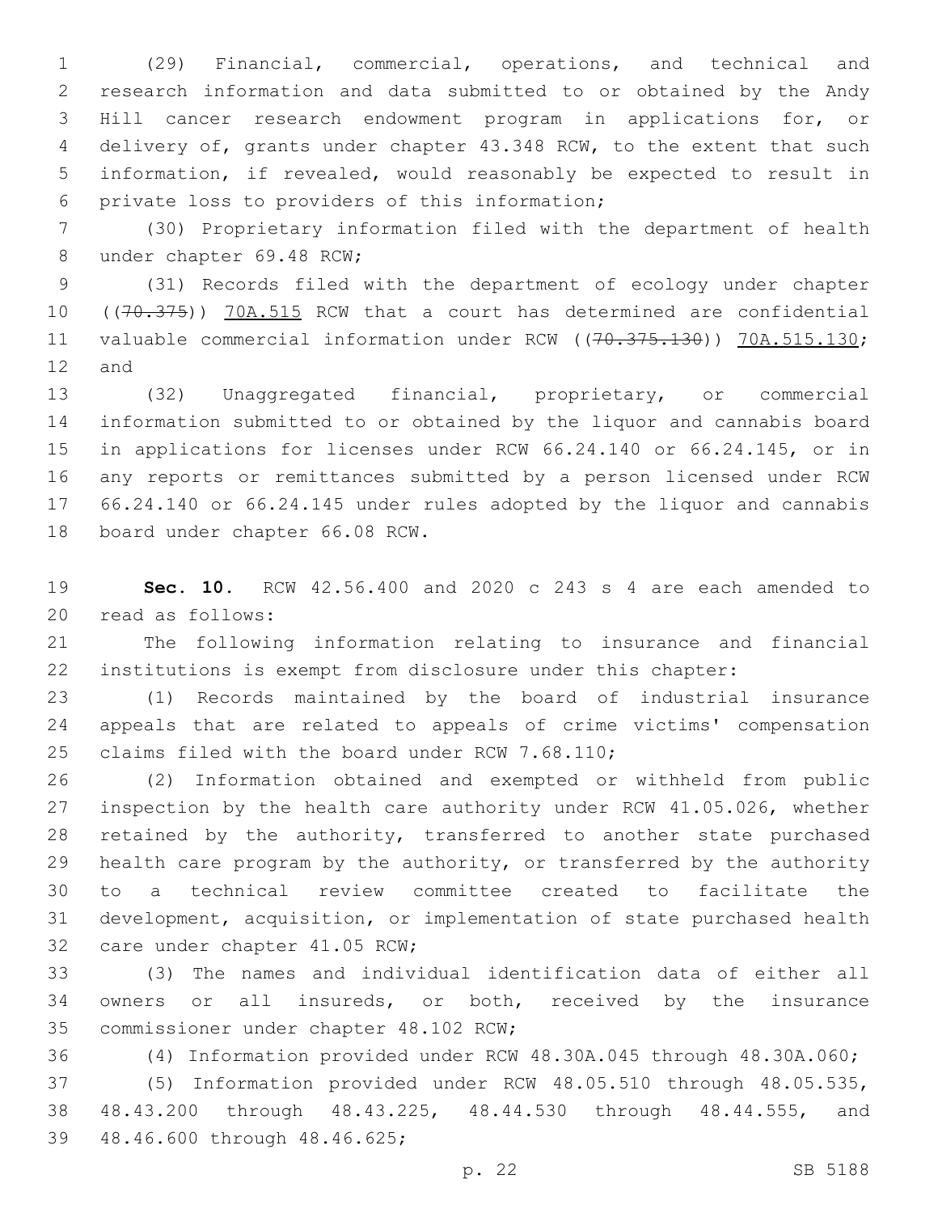(29) Financial, commercial, operations, and technical and research information and data submitted to or obtained by the Andy Hill cancer research endowment program in applications for, or delivery of, grants under chapter 43.348 RCW, to the extent that such information, if revealed, would reasonably be expected to result in private loss to providers of this information;

(30) Proprietary information filed with the department of health under chapter 69.48 RCW;

(31) Records filed with the department of ecology under chapter ((~~70.375~~)) 70A.515 RCW that a court has determined are confidential valuable commercial information under RCW ((~~70.375.130~~)) 70A.515.130; and

(32) Unaggregated financial, proprietary, or commercial information submitted to or obtained by the liquor and cannabis board in applications for licenses under RCW 66.24.140 or 66.24.145, or in any reports or remittances submitted by a person licensed under RCW 66.24.140 or 66.24.145 under rules adopted by the liquor and cannabis board under chapter 66.08 RCW.

**Sec. 10.** RCW 42.56.400 and 2020 c 243 s 4 are each amended to read as follows:

The following information relating to insurance and financial institutions is exempt from disclosure under this chapter:

(1) Records maintained by the board of industrial insurance appeals that are related to appeals of crime victims' compensation claims filed with the board under RCW 7.68.110;

(2) Information obtained and exempted or withheld from public inspection by the health care authority under RCW 41.05.026, whether retained by the authority, transferred to another state purchased health care program by the authority, or transferred by the authority to a technical review committee created to facilitate the development, acquisition, or implementation of state purchased health care under chapter 41.05 RCW;

(3) The names and individual identification data of either all owners or all insureds, or both, received by the insurance commissioner under chapter 48.102 RCW;

(4) Information provided under RCW 48.30A.045 through 48.30A.060;

(5) Information provided under RCW 48.05.510 through 48.05.535, 48.43.200 through 48.43.225, 48.44.530 through 48.44.555, and 48.46.600 through 48.46.625;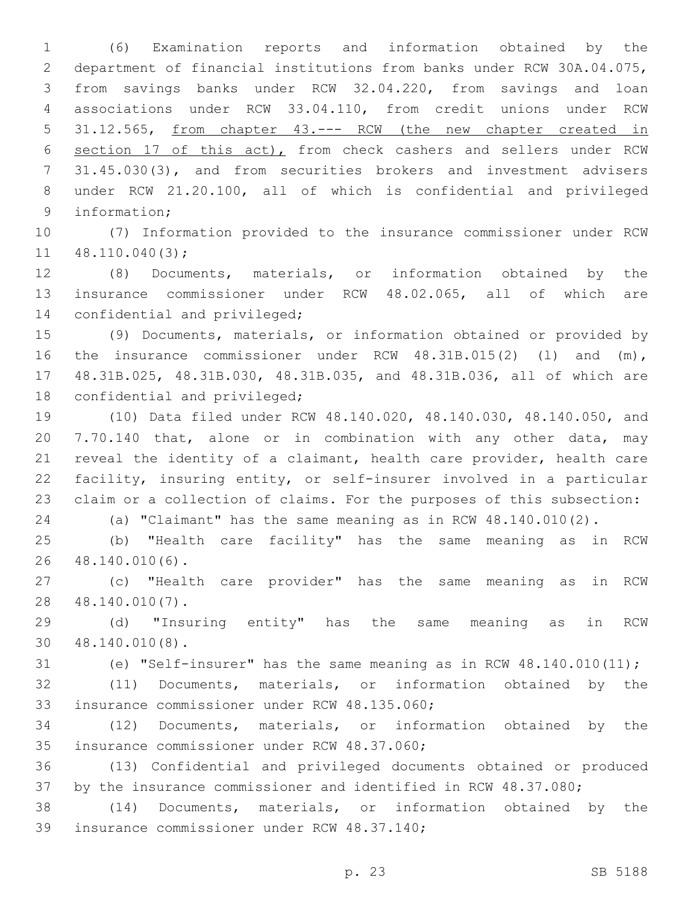(6) Examination reports and information obtained by the department of financial institutions from banks under RCW 30A.04.075, from savings banks under RCW 32.04.220, from savings and loan associations under RCW 33.04.110, from credit unions under RCW 31.12.565, <u>from chapter 43.--- RCW (the new chapter created in section 17 of this act),</u> from check cashers and sellers under RCW 31.45.030(3), and from securities brokers and investment advisers under RCW 21.20.100, all of which is confidential and privileged information;

(7) Information provided to the insurance commissioner under RCW 48.110.040(3);

(8) Documents, materials, or information obtained by the insurance commissioner under RCW 48.02.065, all of which are confidential and privileged;

(9) Documents, materials, or information obtained or provided by the insurance commissioner under RCW 48.31B.015(2) (l) and (m), 48.31B.025, 48.31B.030, 48.31B.035, and 48.31B.036, all of which are confidential and privileged;

(10) Data filed under RCW 48.140.020, 48.140.030, 48.140.050, and 7.70.140 that, alone or in combination with any other data, may reveal the identity of a claimant, health care provider, health care facility, insuring entity, or self-insurer involved in a particular claim or a collection of claims. For the purposes of this subsection:

(a) "Claimant" has the same meaning as in RCW 48.140.010(2).

(b) "Health care facility" has the same meaning as in RCW 48.140.010(6).

(c) "Health care provider" has the same meaning as in RCW 48.140.010(7).

(d) "Insuring entity" has the same meaning as in RCW 48.140.010(8).

(e) "Self-insurer" has the same meaning as in RCW 48.140.010(11);

(11) Documents, materials, or information obtained by the insurance commissioner under RCW 48.135.060;

(12) Documents, materials, or information obtained by the insurance commissioner under RCW 48.37.060;

(13) Confidential and privileged documents obtained or produced by the insurance commissioner and identified in RCW 48.37.080;

(14) Documents, materials, or information obtained by the insurance commissioner under RCW 48.37.140;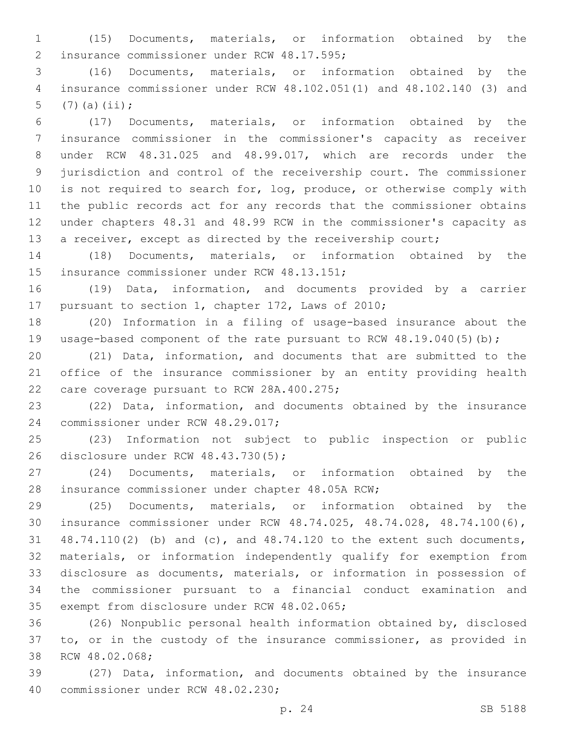(15) Documents, materials, or information obtained by the insurance commissioner under RCW 48.17.595;

(16) Documents, materials, or information obtained by the insurance commissioner under RCW 48.102.051(1) and 48.102.140 (3) and (7)(a)(ii);

(17) Documents, materials, or information obtained by the insurance commissioner in the commissioner's capacity as receiver under RCW 48.31.025 and 48.99.017, which are records under the jurisdiction and control of the receivership court. The commissioner is not required to search for, log, produce, or otherwise comply with the public records act for any records that the commissioner obtains under chapters 48.31 and 48.99 RCW in the commissioner's capacity as a receiver, except as directed by the receivership court;

(18) Documents, materials, or information obtained by the insurance commissioner under RCW 48.13.151;

(19) Data, information, and documents provided by a carrier pursuant to section 1, chapter 172, Laws of 2010;

(20) Information in a filing of usage-based insurance about the usage-based component of the rate pursuant to RCW 48.19.040(5)(b);

(21) Data, information, and documents that are submitted to the office of the insurance commissioner by an entity providing health care coverage pursuant to RCW 28A.400.275;

(22) Data, information, and documents obtained by the insurance commissioner under RCW 48.29.017;

(23) Information not subject to public inspection or public disclosure under RCW 48.43.730(5);

(24) Documents, materials, or information obtained by the insurance commissioner under chapter 48.05A RCW;

(25) Documents, materials, or information obtained by the insurance commissioner under RCW 48.74.025, 48.74.028, 48.74.100(6), 48.74.110(2) (b) and (c), and 48.74.120 to the extent such documents, materials, or information independently qualify for exemption from disclosure as documents, materials, or information in possession of the commissioner pursuant to a financial conduct examination and exempt from disclosure under RCW 48.02.065;

(26) Nonpublic personal health information obtained by, disclosed to, or in the custody of the insurance commissioner, as provided in RCW 48.02.068;

(27) Data, information, and documents obtained by the insurance commissioner under RCW 48.02.230;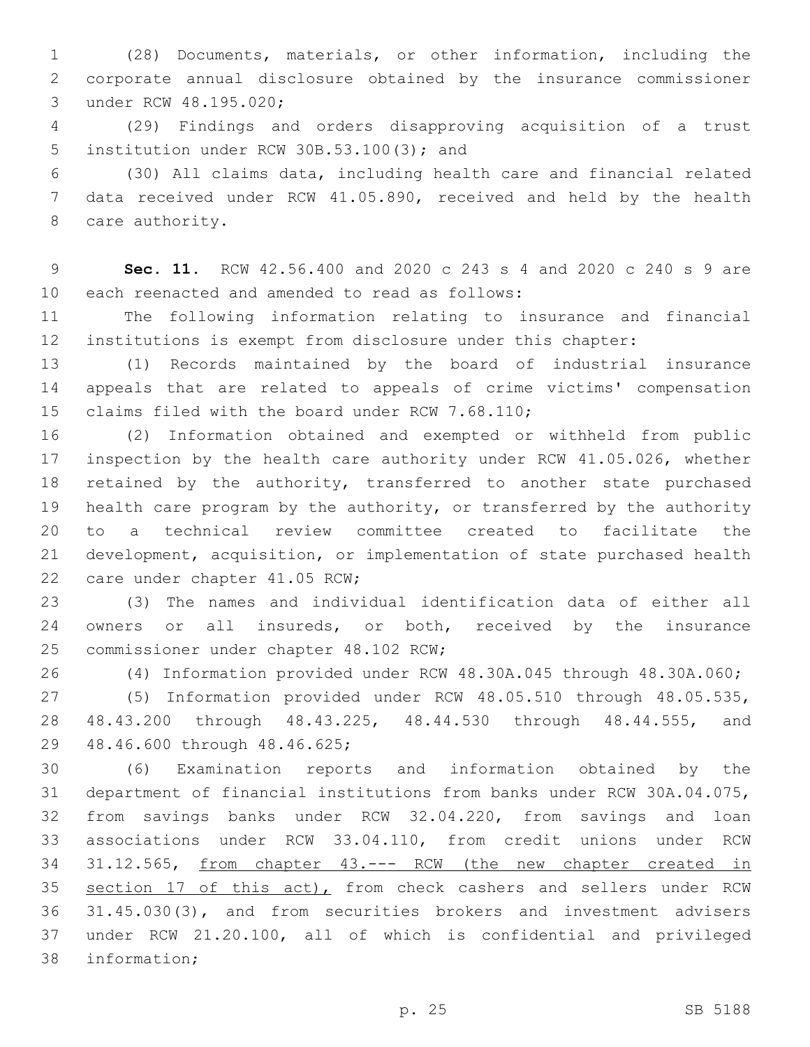(28) Documents, materials, or other information, including the corporate annual disclosure obtained by the insurance commissioner under RCW 48.195.020;

(29) Findings and orders disapproving acquisition of a trust institution under RCW 30B.53.100(3); and

(30) All claims data, including health care and financial related data received under RCW 41.05.890, received and held by the health care authority.

**Sec. 11.** RCW 42.56.400 and 2020 c 243 s 4 and 2020 c 240 s 9 are each reenacted and amended to read as follows:

The following information relating to insurance and financial institutions is exempt from disclosure under this chapter:

(1) Records maintained by the board of industrial insurance appeals that are related to appeals of crime victims' compensation claims filed with the board under RCW 7.68.110;

(2) Information obtained and exempted or withheld from public inspection by the health care authority under RCW 41.05.026, whether retained by the authority, transferred to another state purchased health care program by the authority, or transferred by the authority to a technical review committee created to facilitate the development, acquisition, or implementation of state purchased health care under chapter 41.05 RCW;

(3) The names and individual identification data of either all owners or all insureds, or both, received by the insurance commissioner under chapter 48.102 RCW;

(4) Information provided under RCW 48.30A.045 through 48.30A.060;

(5) Information provided under RCW 48.05.510 through 48.05.535, 48.43.200 through 48.43.225, 48.44.530 through 48.44.555, and 48.46.600 through 48.46.625;

(6) Examination reports and information obtained by the department of financial institutions from banks under RCW 30A.04.075, from savings banks under RCW 32.04.220, from savings and loan associations under RCW 33.04.110, from credit unions under RCW 31.12.565, <u>from chapter 43.--- RCW (the new chapter created in section 17 of this act),</u> from check cashers and sellers under RCW 31.45.030(3), and from securities brokers and investment advisers under RCW 21.20.100, all of which is confidential and privileged information;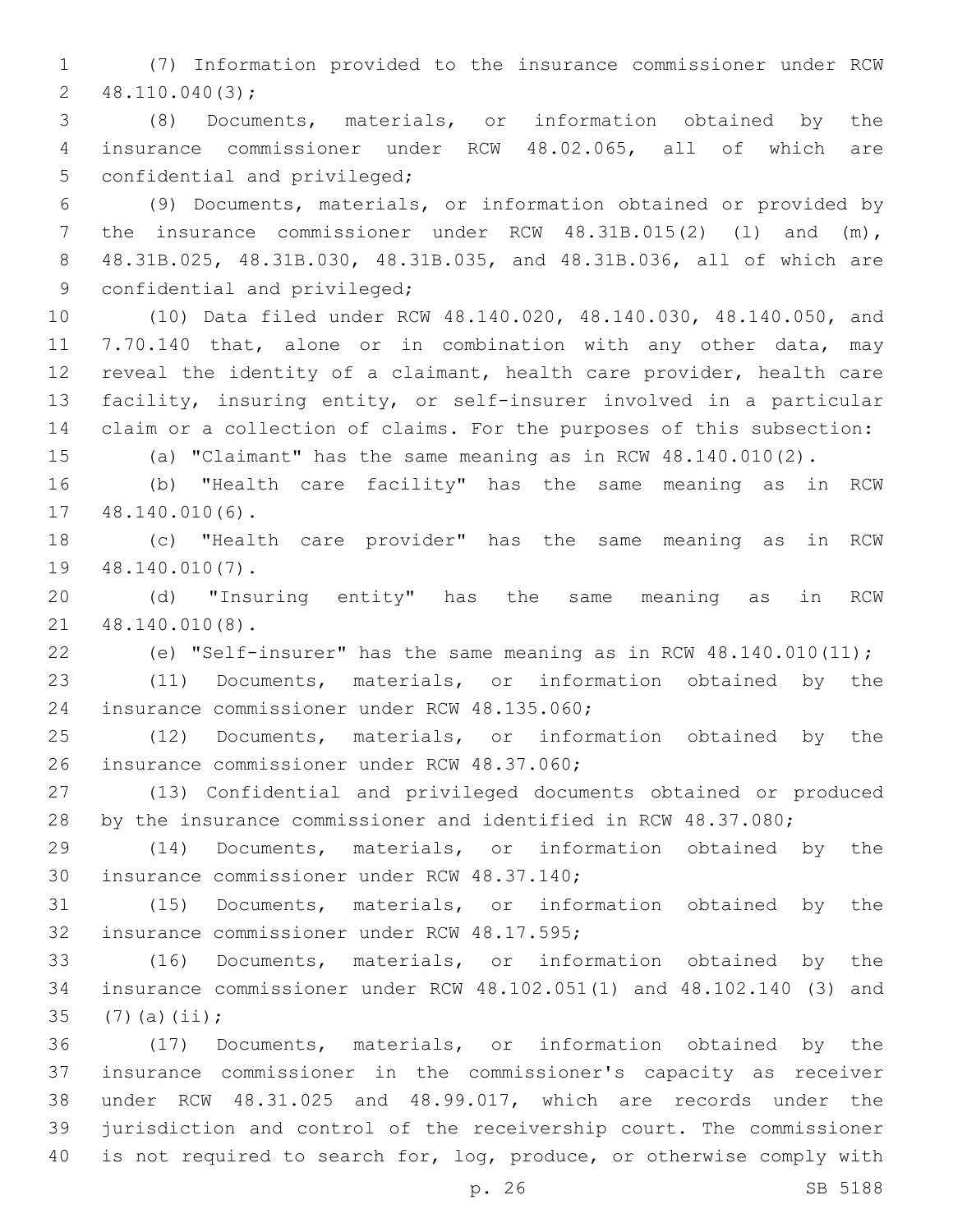(7) Information provided to the insurance commissioner under RCW 48.110.040(3);

(8) Documents, materials, or information obtained by the insurance commissioner under RCW 48.02.065, all of which are confidential and privileged;

(9) Documents, materials, or information obtained or provided by the insurance commissioner under RCW 48.31B.015(2) (l) and (m), 48.31B.025, 48.31B.030, 48.31B.035, and 48.31B.036, all of which are confidential and privileged;

(10) Data filed under RCW 48.140.020, 48.140.030, 48.140.050, and 7.70.140 that, alone or in combination with any other data, may reveal the identity of a claimant, health care provider, health care facility, insuring entity, or self-insurer involved in a particular claim or a collection of claims. For the purposes of this subsection:

(a) "Claimant" has the same meaning as in RCW 48.140.010(2).

(b) "Health care facility" has the same meaning as in RCW 48.140.010(6).

(c) "Health care provider" has the same meaning as in RCW 48.140.010(7).

(d) "Insuring entity" has the same meaning as in RCW 48.140.010(8).

(e) "Self-insurer" has the same meaning as in RCW 48.140.010(11);

(11) Documents, materials, or information obtained by the insurance commissioner under RCW 48.135.060;

(12) Documents, materials, or information obtained by the insurance commissioner under RCW 48.37.060;

(13) Confidential and privileged documents obtained or produced by the insurance commissioner and identified in RCW 48.37.080;

(14) Documents, materials, or information obtained by the insurance commissioner under RCW 48.37.140;

(15) Documents, materials, or information obtained by the insurance commissioner under RCW 48.17.595;

(16) Documents, materials, or information obtained by the insurance commissioner under RCW 48.102.051(1) and 48.102.140 (3) and (7)(a)(ii);

(17) Documents, materials, or information obtained by the insurance commissioner in the commissioner's capacity as receiver under RCW 48.31.025 and 48.99.017, which are records under the jurisdiction and control of the receivership court. The commissioner is not required to search for, log, produce, or otherwise comply with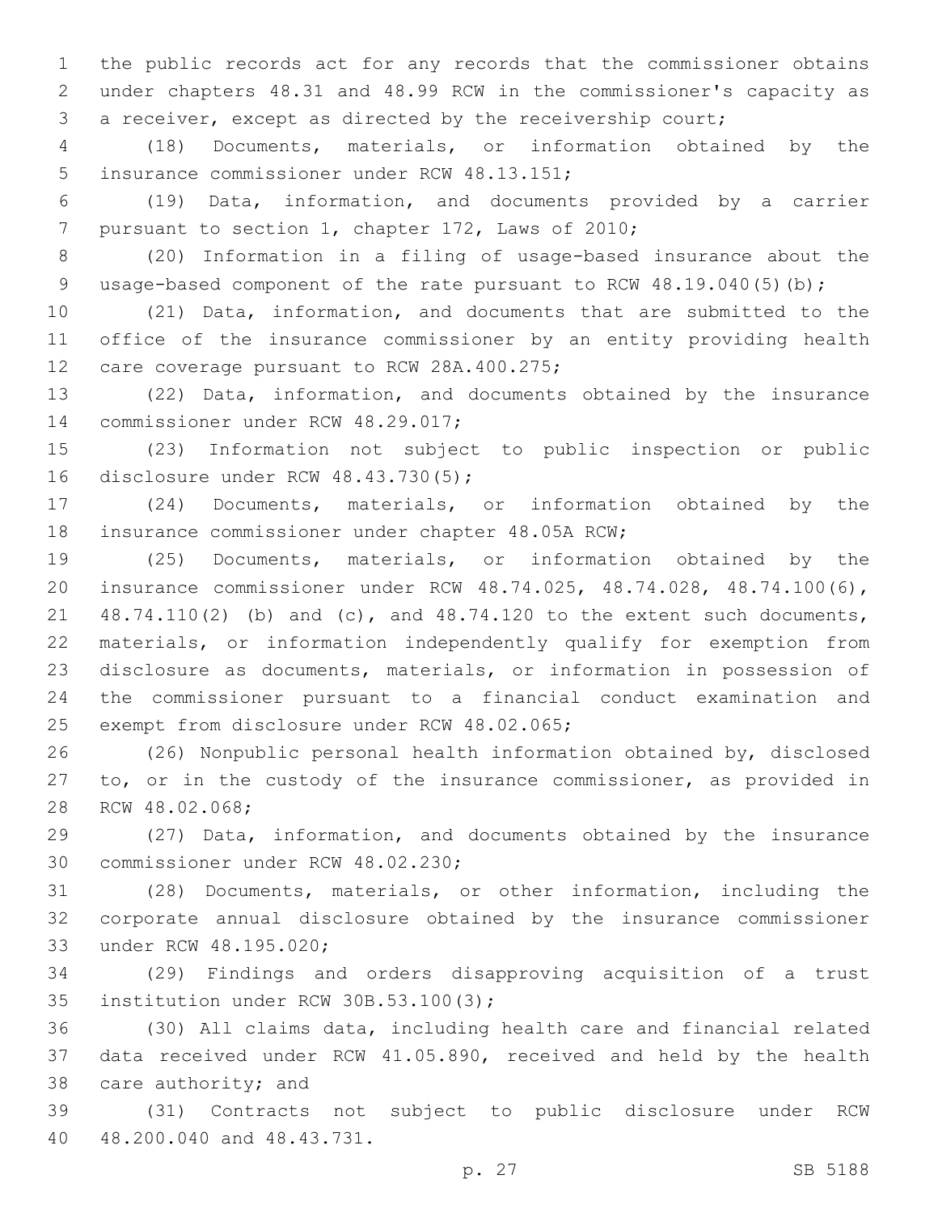the public records act for any records that the commissioner obtains under chapters 48.31 and 48.99 RCW in the commissioner's capacity as a receiver, except as directed by the receivership court;

(18) Documents, materials, or information obtained by the insurance commissioner under RCW 48.13.151;

(19) Data, information, and documents provided by a carrier pursuant to section 1, chapter 172, Laws of 2010;

(20) Information in a filing of usage-based insurance about the usage-based component of the rate pursuant to RCW 48.19.040(5)(b);

(21) Data, information, and documents that are submitted to the office of the insurance commissioner by an entity providing health care coverage pursuant to RCW 28A.400.275;

(22) Data, information, and documents obtained by the insurance commissioner under RCW 48.29.017;

(23) Information not subject to public inspection or public disclosure under RCW 48.43.730(5);

(24) Documents, materials, or information obtained by the insurance commissioner under chapter 48.05A RCW;

(25) Documents, materials, or information obtained by the insurance commissioner under RCW 48.74.025, 48.74.028, 48.74.100(6), 48.74.110(2) (b) and (c), and 48.74.120 to the extent such documents, materials, or information independently qualify for exemption from disclosure as documents, materials, or information in possession of the commissioner pursuant to a financial conduct examination and exempt from disclosure under RCW 48.02.065;

(26) Nonpublic personal health information obtained by, disclosed to, or in the custody of the insurance commissioner, as provided in RCW 48.02.068;

(27) Data, information, and documents obtained by the insurance commissioner under RCW 48.02.230;

(28) Documents, materials, or other information, including the corporate annual disclosure obtained by the insurance commissioner under RCW 48.195.020;

(29) Findings and orders disapproving acquisition of a trust institution under RCW 30B.53.100(3);

(30) All claims data, including health care and financial related data received under RCW 41.05.890, received and held by the health care authority; and

(31) Contracts not subject to public disclosure under RCW 48.200.040 and 48.43.731.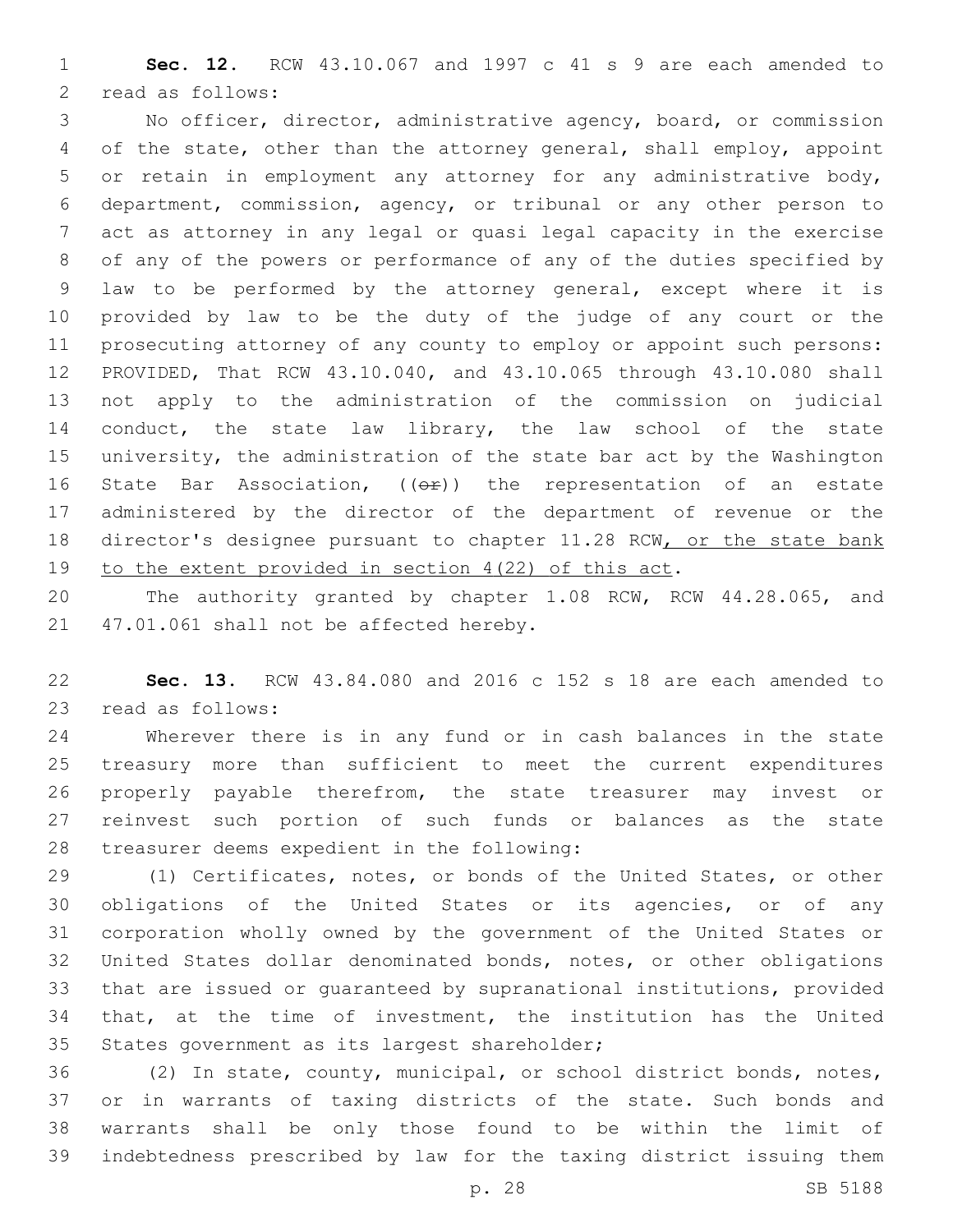**Sec. 12.** RCW 43.10.067 and 1997 c 41 s 9 are each amended to read as follows:

No officer, director, administrative agency, board, or commission of the state, other than the attorney general, shall employ, appoint or retain in employment any attorney for any administrative body, department, commission, agency, or tribunal or any other person to act as attorney in any legal or quasi legal capacity in the exercise of any of the powers or performance of any of the duties specified by law to be performed by the attorney general, except where it is provided by law to be the duty of the judge of any court or the prosecuting attorney of any county to employ or appoint such persons: PROVIDED, That RCW 43.10.040, and 43.10.065 through 43.10.080 shall not apply to the administration of the commission on judicial conduct, the state law library, the law school of the state university, the administration of the state bar act by the Washington State Bar Association, ((~~or~~)) the representation of an estate administered by the director of the department of revenue or the director's designee pursuant to chapter 11.28 RCW<u>, or the state bank to the extent provided in section 4(22) of this act</u>.

The authority granted by chapter 1.08 RCW, RCW 44.28.065, and 47.01.061 shall not be affected hereby.

**Sec. 13.** RCW 43.84.080 and 2016 c 152 s 18 are each amended to read as follows:

Wherever there is in any fund or in cash balances in the state treasury more than sufficient to meet the current expenditures properly payable therefrom, the state treasurer may invest or reinvest such portion of such funds or balances as the state treasurer deems expedient in the following:

(1) Certificates, notes, or bonds of the United States, or other obligations of the United States or its agencies, or of any corporation wholly owned by the government of the United States or United States dollar denominated bonds, notes, or other obligations that are issued or guaranteed by supranational institutions, provided that, at the time of investment, the institution has the United States government as its largest shareholder;

(2) In state, county, municipal, or school district bonds, notes, or in warrants of taxing districts of the state. Such bonds and warrants shall be only those found to be within the limit of indebtedness prescribed by law for the taxing district issuing them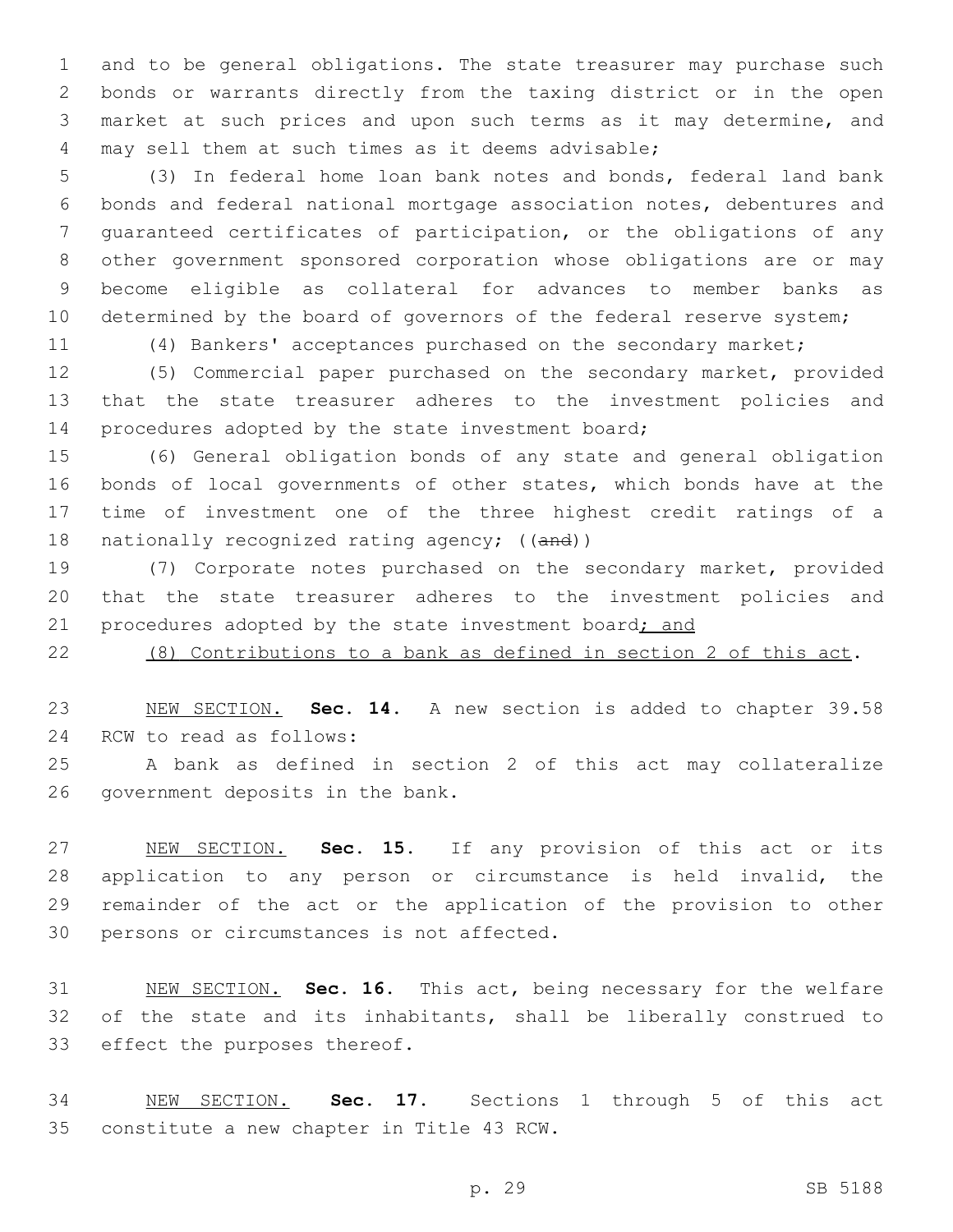and to be general obligations. The state treasurer may purchase such bonds or warrants directly from the taxing district or in the open market at such prices and upon such terms as it may determine, and may sell them at such times as it deems advisable;

(3) In federal home loan bank notes and bonds, federal land bank bonds and federal national mortgage association notes, debentures and guaranteed certificates of participation, or the obligations of any other government sponsored corporation whose obligations are or may become eligible as collateral for advances to member banks as determined by the board of governors of the federal reserve system;

(4) Bankers' acceptances purchased on the secondary market;

(5) Commercial paper purchased on the secondary market, provided that the state treasurer adheres to the investment policies and procedures adopted by the state investment board;

(6) General obligation bonds of any state and general obligation bonds of local governments of other states, which bonds have at the time of investment one of the three highest credit ratings of a nationally recognized rating agency; ((~~and~~))

(7) Corporate notes purchased on the secondary market, provided that the state treasurer adheres to the investment policies and procedures adopted by the state investment board<u>; and</u>

<u>(8) Contributions to a bank as defined in section 2 of this act</u>.

<u>NEW SECTION.</u> **Sec. 14.** A new section is added to chapter 39.58 RCW to read as follows:

A bank as defined in section 2 of this act may collateralize government deposits in the bank.

<u>NEW SECTION.</u> **Sec. 15.** If any provision of this act or its application to any person or circumstance is held invalid, the remainder of the act or the application of the provision to other persons or circumstances is not affected.

<u>NEW SECTION.</u> **Sec. 16.** This act, being necessary for the welfare of the state and its inhabitants, shall be liberally construed to effect the purposes thereof.

<u>NEW SECTION.</u> **Sec. 17.** Sections 1 through 5 of this act constitute a new chapter in Title 43 RCW.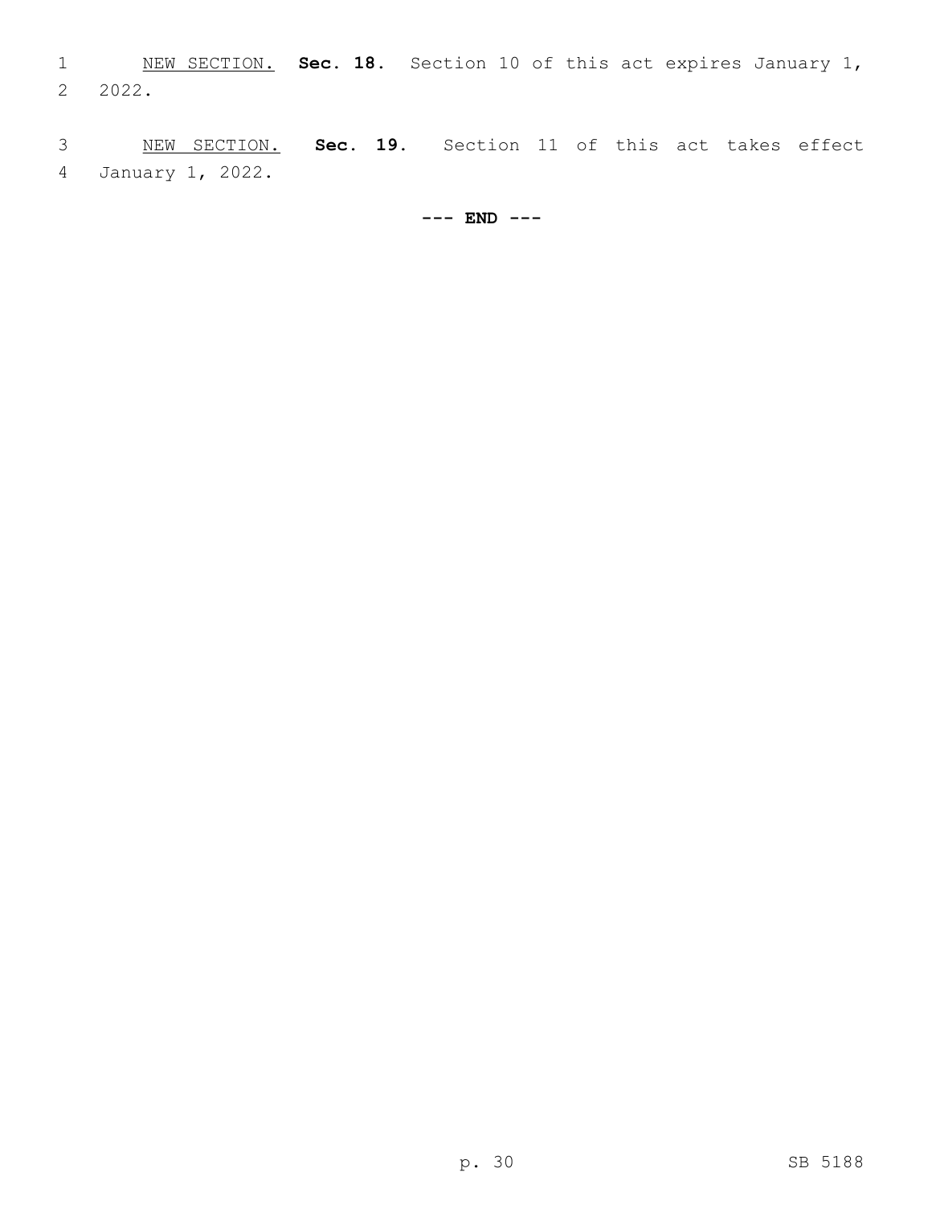NEW SECTION. **Sec. 18.** Section 10 of this act expires January 1, 2022.

NEW SECTION. **Sec. 19.** Section 11 of this act takes effect January 1, 2022.

**--- END ---**